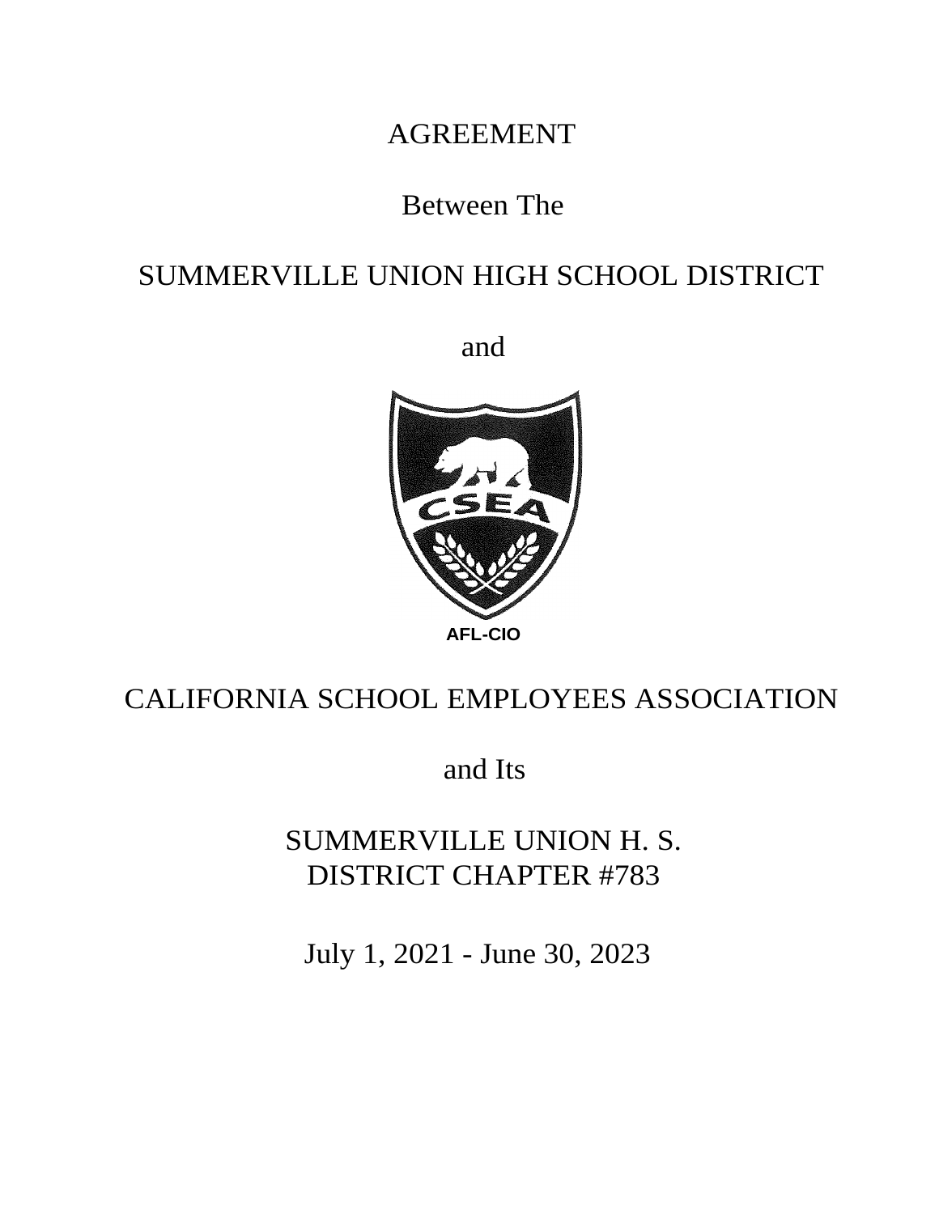# AGREEMENT

Between The

# SUMMERVILLE UNION HIGH SCHOOL DISTRICT

and

CSEA

AFL-CIO

# CALIFORNIA SCHOOL EMPLOYEES ASSOCIATION

and Its

# SUMMERVILLE UNION H. S.
# DISTRICT CHAPTER #783

July 1, 2021 - June 30, 2023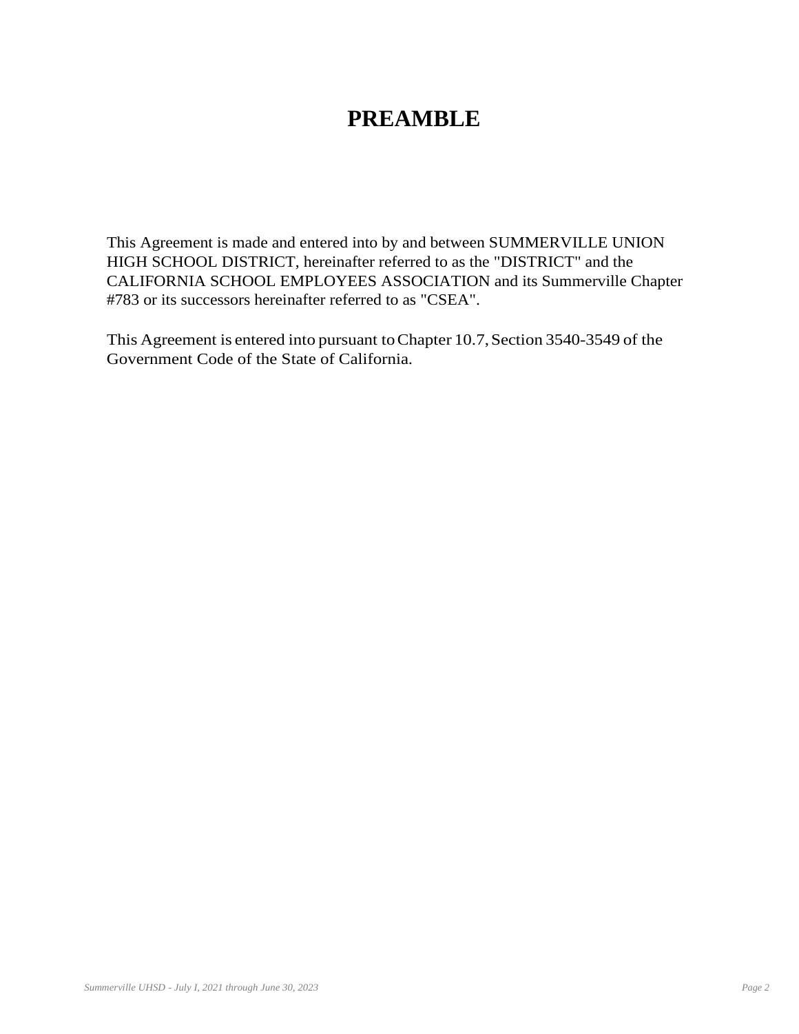# PREAMBLE

This Agreement is made and entered into by and between SUMMERVILLE UNION HIGH SCHOOL DISTRICT, hereinafter referred to as the "DISTRICT" and the CALIFORNIA SCHOOL EMPLOYEES ASSOCIATION and its Summerville Chapter #783 or its successors hereinafter referred to as "CSEA".

This Agreement is entered into pursuant to Chapter 10.7, Section 3540-3549 of the Government Code of the State of California.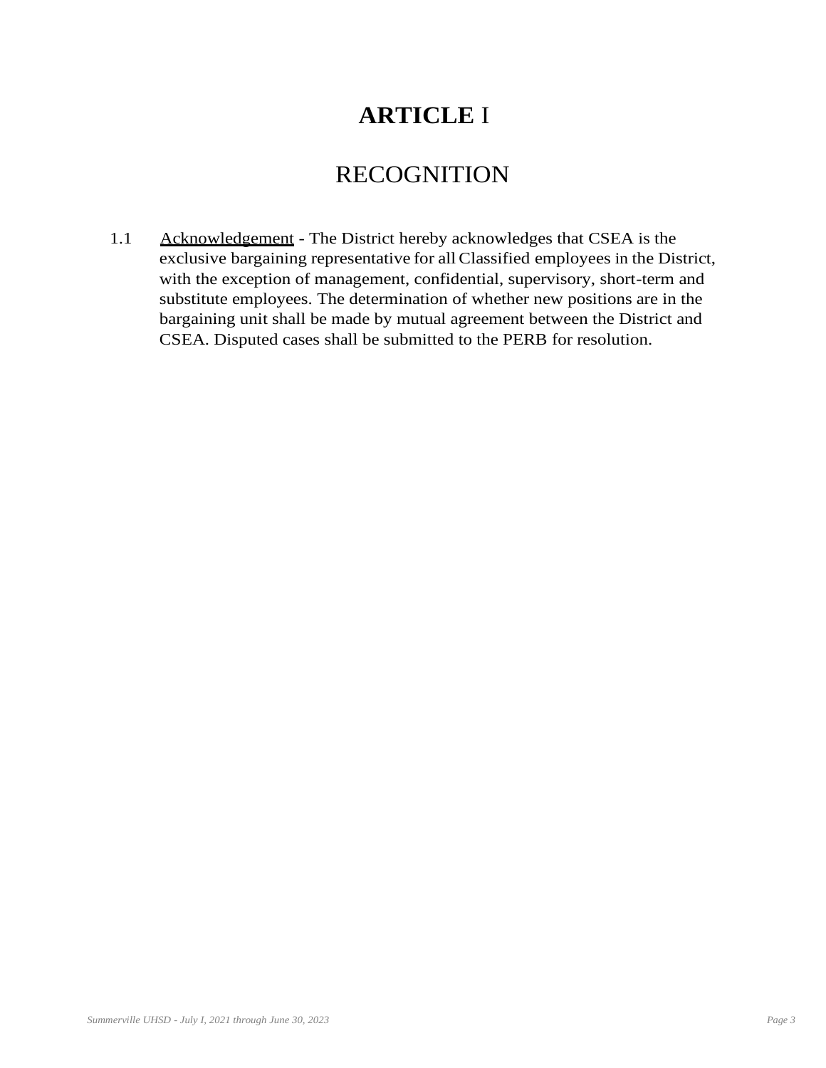# **ARTICLE** I

## RECOGNITION

1.1 Acknowledgement - The District hereby acknowledges that CSEA is the exclusive bargaining representative for all Classified employees in the District, with the exception of management, confidential, supervisory, short-term and substitute employees. The determination of whether new positions are in the bargaining unit shall be made by mutual agreement between the District and CSEA. Disputed cases shall be submitted to the PERB for resolution.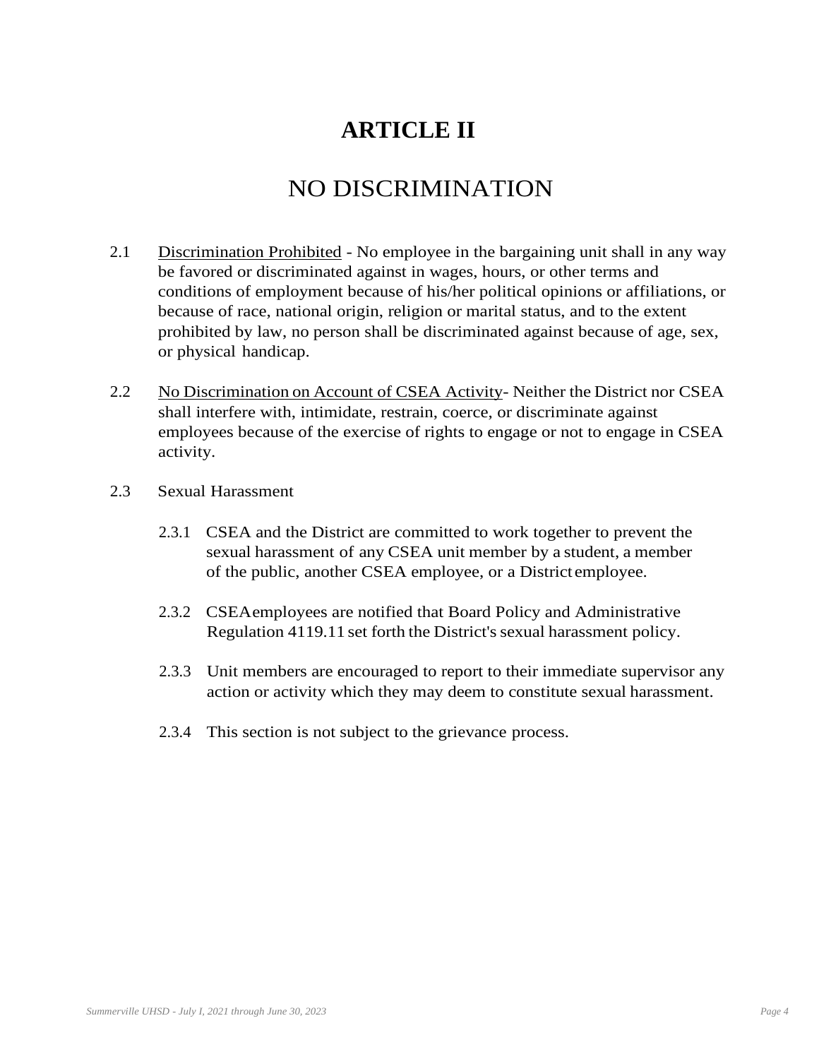# ARTICLE II

## NO DISCRIMINATION

2.1 Discrimination Prohibited - No employee in the bargaining unit shall in any way be favored or discriminated against in wages, hours, or other terms and conditions of employment because of his/her political opinions or affiliations, or because of race, national origin, religion or marital status, and to the extent prohibited by law, no person shall be discriminated against because of age, sex, or physical handicap.

2.2 No Discrimination on Account of CSEA Activity- Neither the District nor CSEA shall interfere with, intimidate, restrain, coerce, or discriminate against employees because of the exercise of rights to engage or not to engage in CSEA activity.

2.3 Sexual Harassment

2.3.1 CSEA and the District are committed to work together to prevent the sexual harassment of any CSEA unit member by a student, a member of the public, another CSEA employee, or a District employee.

2.3.2 CSEA employees are notified that Board Policy and Administrative Regulation 4119.11 set forth the District's sexual harassment policy.

2.3.3 Unit members are encouraged to report to their immediate supervisor any action or activity which they may deem to constitute sexual harassment.

2.3.4 This section is not subject to the grievance process.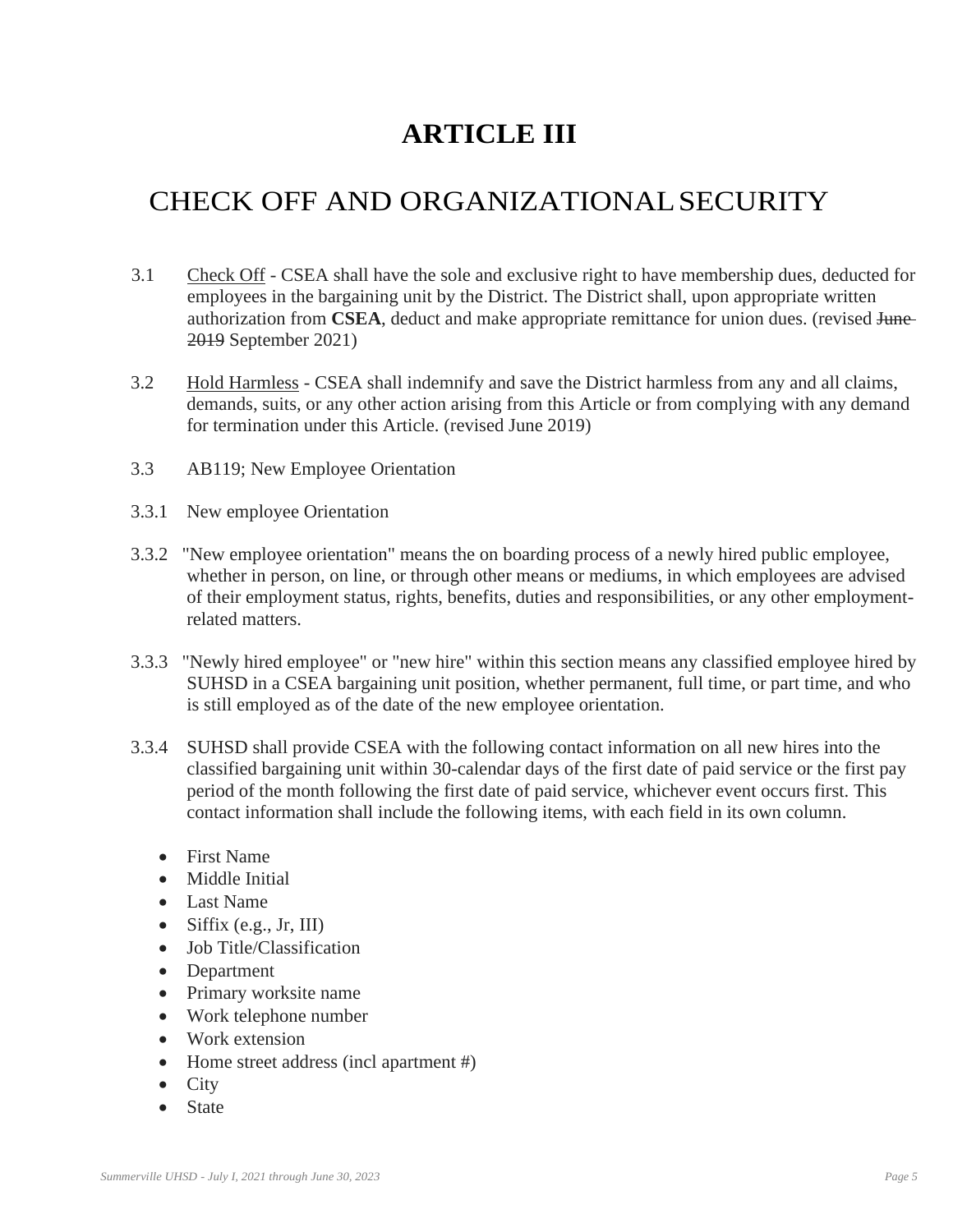# ARTICLE III

## CHECK OFF AND ORGANIZATIONAL SECURITY

3.1 Check Off - CSEA shall have the sole and exclusive right to have membership dues, deducted for employees in the bargaining unit by the District. The District shall, upon appropriate written authorization from **CSEA**, deduct and make appropriate remittance for union dues. (revised ~~June 2019~~ September 2021)

3.2 Hold Harmless - CSEA shall indemnify and save the District harmless from any and all claims, demands, suits, or any other action arising from this Article or from complying with any demand for termination under this Article. (revised June 2019)

3.3 AB119; New Employee Orientation

3.3.1 New employee Orientation

3.3.2 "New employee orientation" means the on boarding process of a newly hired public employee, whether in person, on line, or through other means or mediums, in which employees are advised of their employment status, rights, benefits, duties and responsibilities, or any other employment-related matters.

3.3.3 "Newly hired employee" or "new hire" within this section means any classified employee hired by SUHSD in a CSEA bargaining unit position, whether permanent, full time, or part time, and who is still employed as of the date of the new employee orientation.

3.3.4 SUHSD shall provide CSEA with the following contact information on all new hires into the classified bargaining unit within 30-calendar days of the first date of paid service or the first pay period of the month following the first date of paid service, whichever event occurs first. This contact information shall include the following items, with each field in its own column.

- First Name
- Middle Initial
- Last Name
- Siffix (e.g., Jr, III)
- Job Title/Classification
- Department
- Primary worksite name
- Work telephone number
- Work extension
- Home street address (incl apartment #)
- City
- State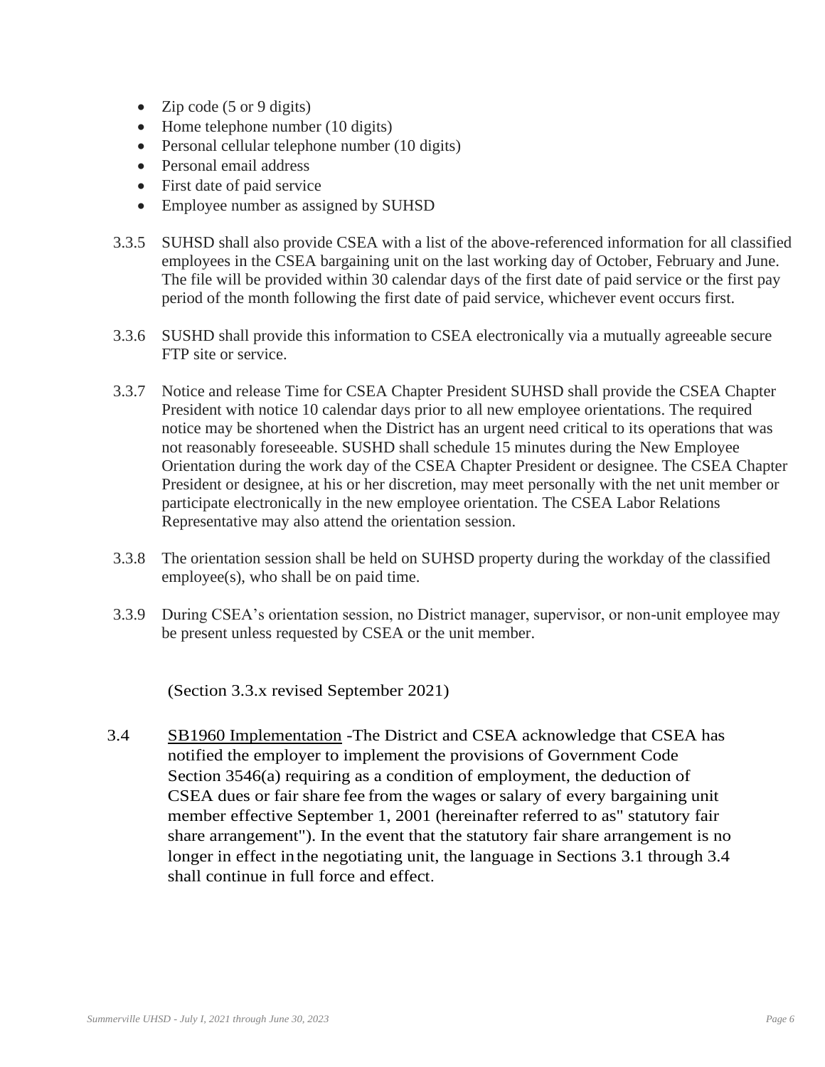- Zip code (5 or 9 digits)
- Home telephone number (10 digits)
- Personal cellular telephone number (10 digits)
- Personal email address
- First date of paid service
- Employee number as assigned by SUHSD

3.3.5 SUHSD shall also provide CSEA with a list of the above-referenced information for all classified employees in the CSEA bargaining unit on the last working day of October, February and June. The file will be provided within 30 calendar days of the first date of paid service or the first pay period of the month following the first date of paid service, whichever event occurs first.

3.3.6 SUSHD shall provide this information to CSEA electronically via a mutually agreeable secure FTP site or service.

3.3.7 Notice and release Time for CSEA Chapter President SUHSD shall provide the CSEA Chapter President with notice 10 calendar days prior to all new employee orientations. The required notice may be shortened when the District has an urgent need critical to its operations that was not reasonably foreseeable. SUSHD shall schedule 15 minutes during the New Employee Orientation during the work day of the CSEA Chapter President or designee. The CSEA Chapter President or designee, at his or her discretion, may meet personally with the net unit member or participate electronically in the new employee orientation. The CSEA Labor Relations Representative may also attend the orientation session.

3.3.8 The orientation session shall be held on SUHSD property during the workday of the classified employee(s), who shall be on paid time.

3.3.9 During CSEA's orientation session, no District manager, supervisor, or non-unit employee may be present unless requested by CSEA or the unit member.

(Section 3.3.x revised September 2021)

3.4 SB1960 Implementation -The District and CSEA acknowledge that CSEA has notified the employer to implement the provisions of Government Code Section 3546(a) requiring as a condition of employment, the deduction of CSEA dues or fair share fee from the wages or salary of every bargaining unit member effective September 1, 2001 (hereinafter referred to as" statutory fair share arrangement"). In the event that the statutory fair share arrangement is no longer in effect in the negotiating unit, the language in Sections 3.1 through 3.4 shall continue in full force and effect.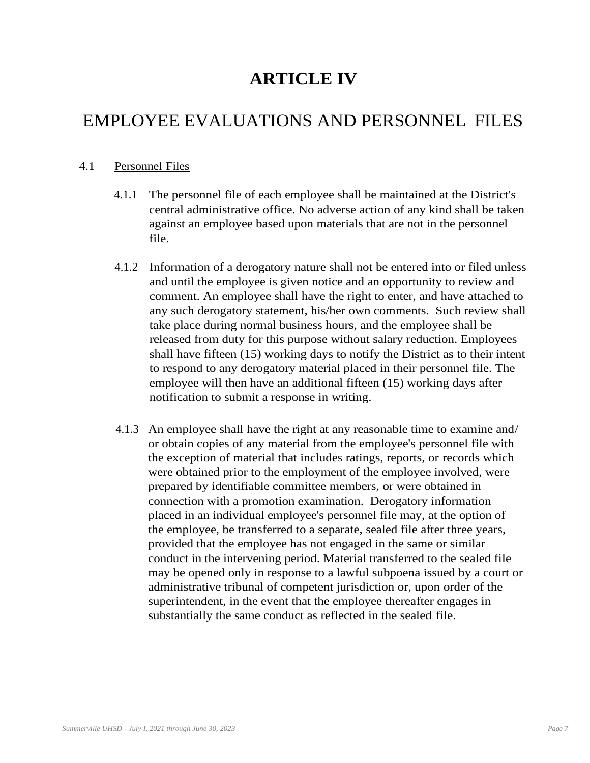# ARTICLE IV

## EMPLOYEE EVALUATIONS AND PERSONNEL FILES

4.1 Personnel Files

4.1.1 The personnel file of each employee shall be maintained at the District's central administrative office. No adverse action of any kind shall be taken against an employee based upon materials that are not in the personnel file.

4.1.2 Information of a derogatory nature shall not be entered into or filed unless and until the employee is given notice and an opportunity to review and comment. An employee shall have the right to enter, and have attached to any such derogatory statement, his/her own comments. Such review shall take place during normal business hours, and the employee shall be released from duty for this purpose without salary reduction. Employees shall have fifteen (15) working days to notify the District as to their intent to respond to any derogatory material placed in their personnel file. The employee will then have an additional fifteen (15) working days after notification to submit a response in writing.

4.1.3 An employee shall have the right at any reasonable time to examine and/ or obtain copies of any material from the employee's personnel file with the exception of material that includes ratings, reports, or records which were obtained prior to the employment of the employee involved, were prepared by identifiable committee members, or were obtained in connection with a promotion examination. Derogatory information placed in an individual employee's personnel file may, at the option of the employee, be transferred to a separate, sealed file after three years, provided that the employee has not engaged in the same or similar conduct in the intervening period. Material transferred to the sealed file may be opened only in response to a lawful subpoena issued by a court or administrative tribunal of competent jurisdiction or, upon order of the superintendent, in the event that the employee thereafter engages in substantially the same conduct as reflected in the sealed file.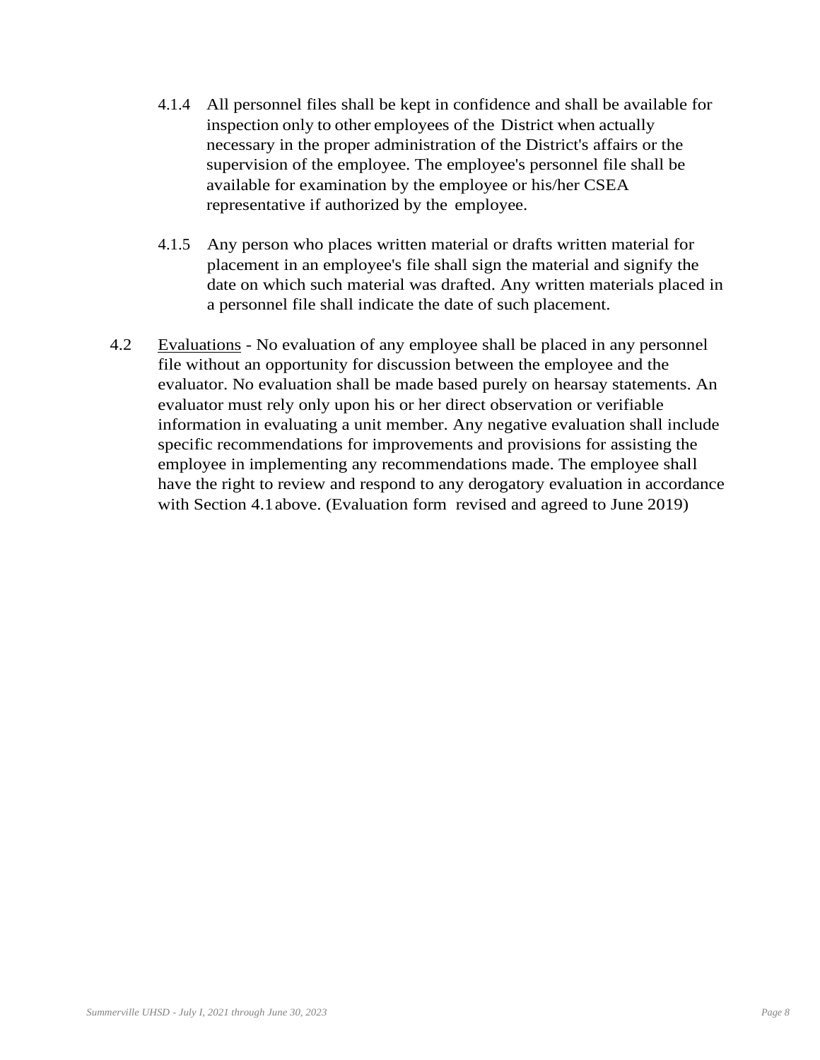4.1.4 All personnel files shall be kept in confidence and shall be available for inspection only to other employees of the District when actually necessary in the proper administration of the District's affairs or the supervision of the employee. The employee's personnel file shall be available for examination by the employee or his/her CSEA representative if authorized by the employee.

4.1.5 Any person who places written material or drafts written material for placement in an employee's file shall sign the material and signify the date on which such material was drafted. Any written materials placed in a personnel file shall indicate the date of such placement.

4.2 <u>Evaluations</u> - No evaluation of any employee shall be placed in any personnel file without an opportunity for discussion between the employee and the evaluator. No evaluation shall be made based purely on hearsay statements. An evaluator must rely only upon his or her direct observation or verifiable information in evaluating a unit member. Any negative evaluation shall include specific recommendations for improvements and provisions for assisting the employee in implementing any recommendations made. The employee shall have the right to review and respond to any derogatory evaluation in accordance with Section 4.1 above. (Evaluation form revised and agreed to June 2019)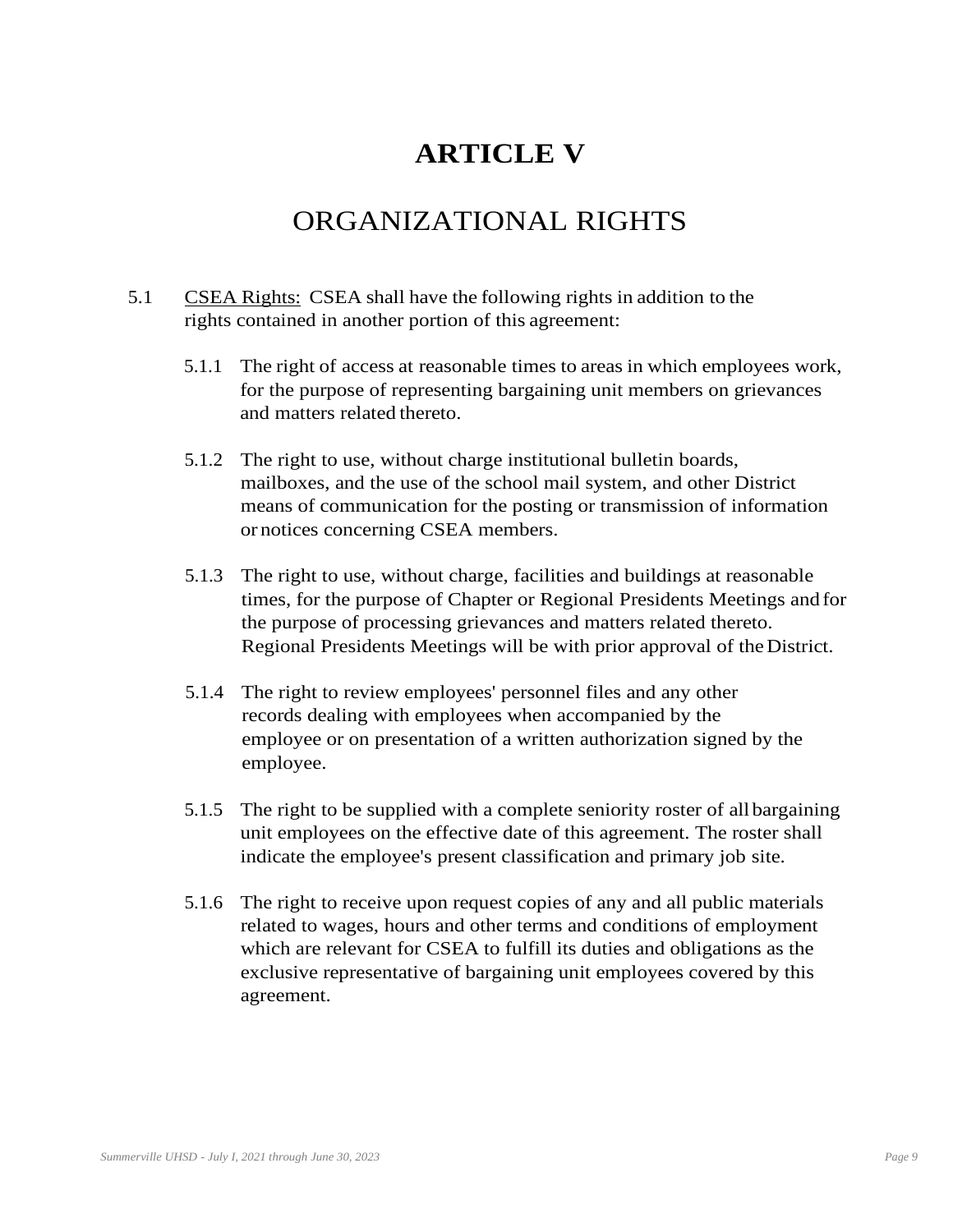# ARTICLE V

## ORGANIZATIONAL RIGHTS

5.1 CSEA Rights: CSEA shall have the following rights in addition to the rights contained in another portion of this agreement:

5.1.1 The right of access at reasonable times to areas in which employees work, for the purpose of representing bargaining unit members on grievances and matters related thereto.

5.1.2 The right to use, without charge institutional bulletin boards, mailboxes, and the use of the school mail system, and other District means of communication for the posting or transmission of information or notices concerning CSEA members.

5.1.3 The right to use, without charge, facilities and buildings at reasonable times, for the purpose of Chapter or Regional Presidents Meetings and for the purpose of processing grievances and matters related thereto. Regional Presidents Meetings will be with prior approval of the District.

5.1.4 The right to review employees' personnel files and any other records dealing with employees when accompanied by the employee or on presentation of a written authorization signed by the employee.

5.1.5 The right to be supplied with a complete seniority roster of all bargaining unit employees on the effective date of this agreement. The roster shall indicate the employee's present classification and primary job site.

5.1.6 The right to receive upon request copies of any and all public materials related to wages, hours and other terms and conditions of employment which are relevant for CSEA to fulfill its duties and obligations as the exclusive representative of bargaining unit employees covered by this agreement.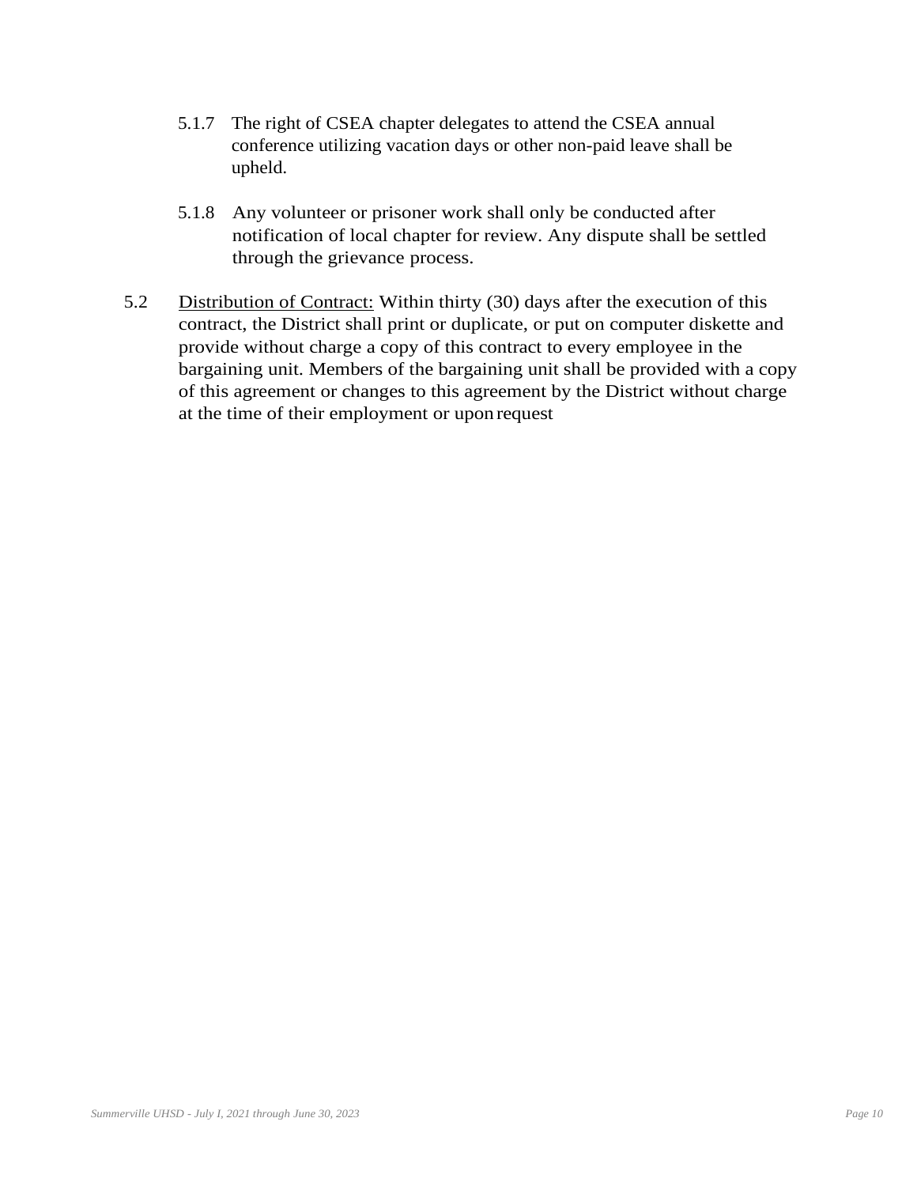5.1.7 The right of CSEA chapter delegates to attend the CSEA annual conference utilizing vacation days or other non-paid leave shall be upheld.

5.1.8 Any volunteer or prisoner work shall only be conducted after notification of local chapter for review. Any dispute shall be settled through the grievance process.

5.2 <u>Distribution of Contract:</u> Within thirty (30) days after the execution of this contract, the District shall print or duplicate, or put on computer diskette and provide without charge a copy of this contract to every employee in the bargaining unit. Members of the bargaining unit shall be provided with a copy of this agreement or changes to this agreement by the District without charge at the time of their employment or upon request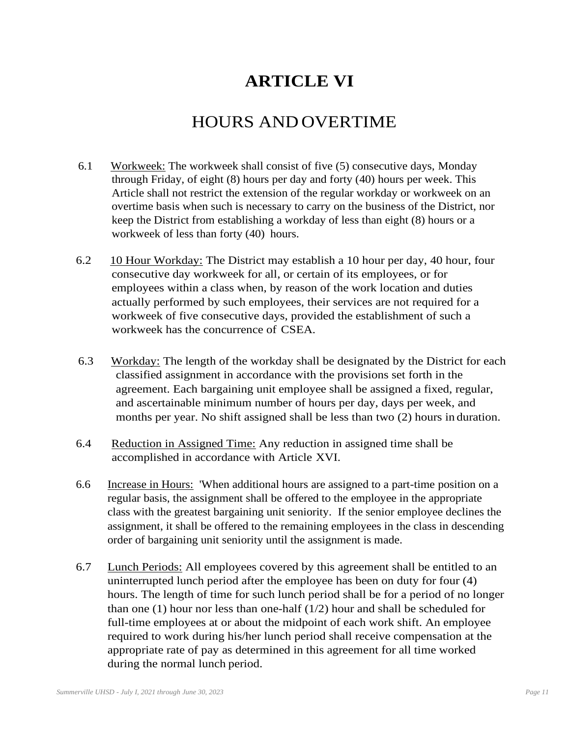# ARTICLE VI

## HOURS AND OVERTIME

6.1 Workweek: The workweek shall consist of five (5) consecutive days, Monday through Friday, of eight (8) hours per day and forty (40) hours per week. This Article shall not restrict the extension of the regular workday or workweek on an overtime basis when such is necessary to carry on the business of the District, nor keep the District from establishing a workday of less than eight (8) hours or a workweek of less than forty (40) hours.

6.2 10 Hour Workday: The District may establish a 10 hour per day, 40 hour, four consecutive day workweek for all, or certain of its employees, or for employees within a class when, by reason of the work location and duties actually performed by such employees, their services are not required for a workweek of five consecutive days, provided the establishment of such a workweek has the concurrence of CSEA.

6.3 Workday: The length of the workday shall be designated by the District for each classified assignment in accordance with the provisions set forth in the agreement. Each bargaining unit employee shall be assigned a fixed, regular, and ascertainable minimum number of hours per day, days per week, and months per year. No shift assigned shall be less than two (2) hours in duration.

6.4 Reduction in Assigned Time: Any reduction in assigned time shall be accomplished in accordance with Article XVI.

6.6 Increase in Hours: 'When additional hours are assigned to a part-time position on a regular basis, the assignment shall be offered to the employee in the appropriate class with the greatest bargaining unit seniority. If the senior employee declines the assignment, it shall be offered to the remaining employees in the class in descending order of bargaining unit seniority until the assignment is made.

6.7 Lunch Periods: All employees covered by this agreement shall be entitled to an uninterrupted lunch period after the employee has been on duty for four (4) hours. The length of time for such lunch period shall be for a period of no longer than one (1) hour nor less than one-half (1/2) hour and shall be scheduled for full-time employees at or about the midpoint of each work shift. An employee required to work during his/her lunch period shall receive compensation at the appropriate rate of pay as determined in this agreement for all time worked during the normal lunch period.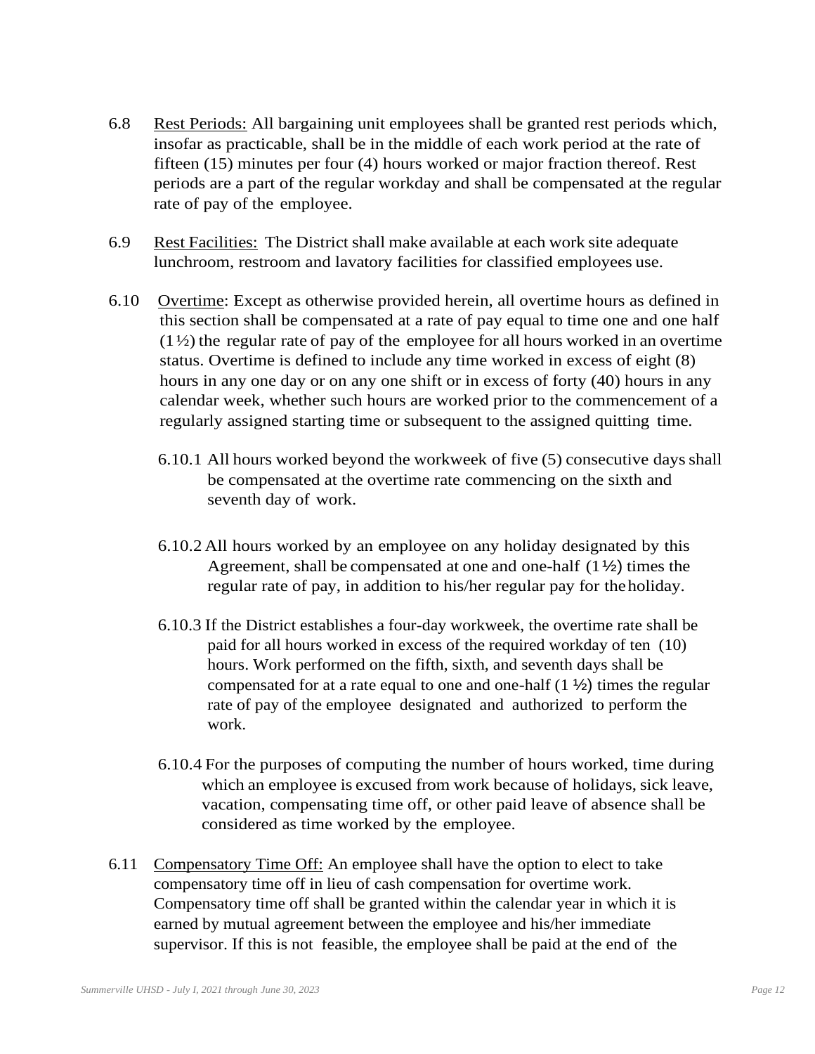6.8 Rest Periods: All bargaining unit employees shall be granted rest periods which, insofar as practicable, shall be in the middle of each work period at the rate of fifteen (15) minutes per four (4) hours worked or major fraction thereof. Rest periods are a part of the regular workday and shall be compensated at the regular rate of pay of the employee.

6.9 Rest Facilities: The District shall make available at each work site adequate lunchroom, restroom and lavatory facilities for classified employees use.

6.10 Overtime: Except as otherwise provided herein, all overtime hours as defined in this section shall be compensated at a rate of pay equal to time one and one half (1½) the regular rate of pay of the employee for all hours worked in an overtime status. Overtime is defined to include any time worked in excess of eight (8) hours in any one day or on any one shift or in excess of forty (40) hours in any calendar week, whether such hours are worked prior to the commencement of a regularly assigned starting time or subsequent to the assigned quitting time.

6.10.1 All hours worked beyond the workweek of five (5) consecutive days shall be compensated at the overtime rate commencing on the sixth and seventh day of work.

6.10.2 All hours worked by an employee on any holiday designated by this Agreement, shall be compensated at one and one-half (1½) times the regular rate of pay, in addition to his/her regular pay for the holiday.

6.10.3 If the District establishes a four-day workweek, the overtime rate shall be paid for all hours worked in excess of the required workday of ten (10) hours. Work performed on the fifth, sixth, and seventh days shall be compensated for at a rate equal to one and one-half (1 ½) times the regular rate of pay of the employee designated and authorized to perform the work.

6.10.4 For the purposes of computing the number of hours worked, time during which an employee is excused from work because of holidays, sick leave, vacation, compensating time off, or other paid leave of absence shall be considered as time worked by the employee.

6.11 Compensatory Time Off: An employee shall have the option to elect to take compensatory time off in lieu of cash compensation for overtime work. Compensatory time off shall be granted within the calendar year in which it is earned by mutual agreement between the employee and his/her immediate supervisor. If this is not feasible, the employee shall be paid at the end of the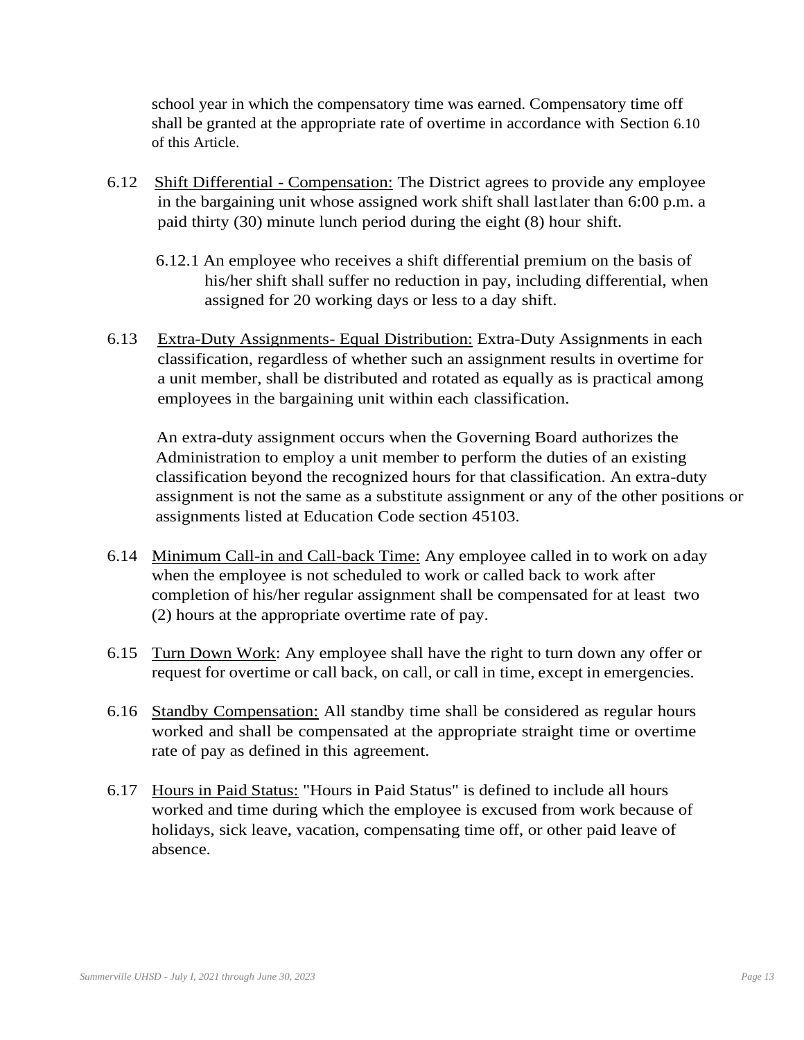school year in which the compensatory time was earned. Compensatory time off shall be granted at the appropriate rate of overtime in accordance with Section 6.10 of this Article.

6.12 Shift Differential - Compensation: The District agrees to provide any employee in the bargaining unit whose assigned work shift shall last later than 6:00 p.m. a paid thirty (30) minute lunch period during the eight (8) hour shift.

6.12.1 An employee who receives a shift differential premium on the basis of his/her shift shall suffer no reduction in pay, including differential, when assigned for 20 working days or less to a day shift.

6.13 Extra-Duty Assignments- Equal Distribution: Extra-Duty Assignments in each classification, regardless of whether such an assignment results in overtime for a unit member, shall be distributed and rotated as equally as is practical among employees in the bargaining unit within each classification.

An extra-duty assignment occurs when the Governing Board authorizes the Administration to employ a unit member to perform the duties of an existing classification beyond the recognized hours for that classification. An extra-duty assignment is not the same as a substitute assignment or any of the other positions or assignments listed at Education Code section 45103.

6.14 Minimum Call-in and Call-back Time: Any employee called in to work on a day when the employee is not scheduled to work or called back to work after completion of his/her regular assignment shall be compensated for at least two (2) hours at the appropriate overtime rate of pay.

6.15 Turn Down Work: Any employee shall have the right to turn down any offer or request for overtime or call back, on call, or call in time, except in emergencies.

6.16 Standby Compensation: All standby time shall be considered as regular hours worked and shall be compensated at the appropriate straight time or overtime rate of pay as defined in this agreement.

6.17 Hours in Paid Status: "Hours in Paid Status" is defined to include all hours worked and time during which the employee is excused from work because of holidays, sick leave, vacation, compensating time off, or other paid leave of absence.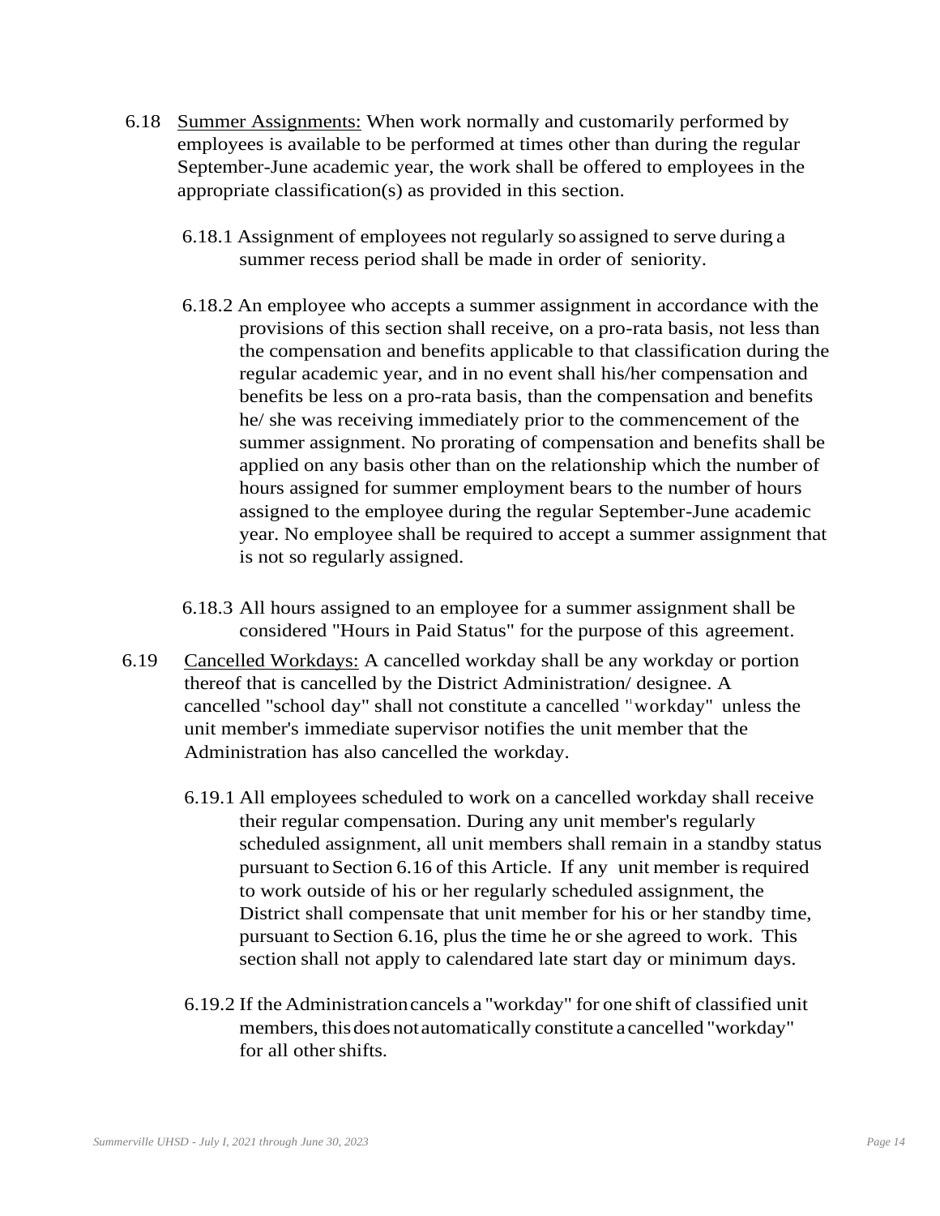6.18 Summer Assignments: When work normally and customarily performed by employees is available to be performed at times other than during the regular September-June academic year, the work shall be offered to employees in the appropriate classification(s) as provided in this section.

6.18.1 Assignment of employees not regularly so assigned to serve during a summer recess period shall be made in order of seniority.

6.18.2 An employee who accepts a summer assignment in accordance with the provisions of this section shall receive, on a pro-rata basis, not less than the compensation and benefits applicable to that classification during the regular academic year, and in no event shall his/her compensation and benefits be less on a pro-rata basis, than the compensation and benefits he/ she was receiving immediately prior to the commencement of the summer assignment. No prorating of compensation and benefits shall be applied on any basis other than on the relationship which the number of hours assigned for summer employment bears to the number of hours assigned to the employee during the regular September-June academic year. No employee shall be required to accept a summer assignment that is not so regularly assigned.

6.18.3 All hours assigned to an employee for a summer assignment shall be considered "Hours in Paid Status" for the purpose of this agreement.

6.19 Cancelled Workdays: A cancelled workday shall be any workday or portion thereof that is cancelled by the District Administration/ designee. A cancelled "school day" shall not constitute a cancelled "workday" unless the unit member's immediate supervisor notifies the unit member that the Administration has also cancelled the workday.

6.19.1 All employees scheduled to work on a cancelled workday shall receive their regular compensation. During any unit member's regularly scheduled assignment, all unit members shall remain in a standby status pursuant to Section 6.16 of this Article. If any unit member is required to work outside of his or her regularly scheduled assignment, the District shall compensate that unit member for his or her standby time, pursuant to Section 6.16, plus the time he or she agreed to work. This section shall not apply to calendared late start day or minimum days.

6.19.2 If the Administration cancels a "workday" for one shift of classified unit members, this does not automatically constitute a cancelled "workday" for all other shifts.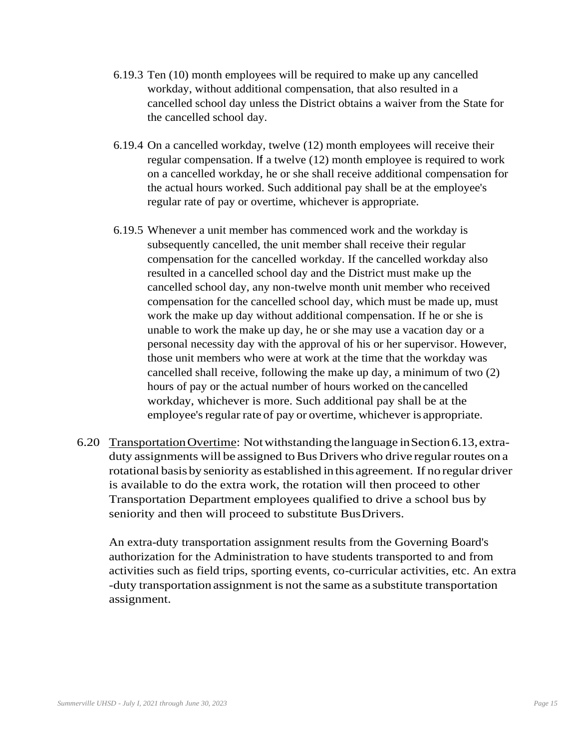6.19.3 Ten (10) month employees will be required to make up any cancelled workday, without additional compensation, that also resulted in a cancelled school day unless the District obtains a waiver from the State for the cancelled school day.

6.19.4 On a cancelled workday, twelve (12) month employees will receive their regular compensation. If a twelve (12) month employee is required to work on a cancelled workday, he or she shall receive additional compensation for the actual hours worked. Such additional pay shall be at the employee's regular rate of pay or overtime, whichever is appropriate.

6.19.5 Whenever a unit member has commenced work and the workday is subsequently cancelled, the unit member shall receive their regular compensation for the cancelled workday. If the cancelled workday also resulted in a cancelled school day and the District must make up the cancelled school day, any non-twelve month unit member who received compensation for the cancelled school day, which must be made up, must work the make up day without additional compensation. If he or she is unable to work the make up day, he or she may use a vacation day or a personal necessity day with the approval of his or her supervisor. However, those unit members who were at work at the time that the workday was cancelled shall receive, following the make up day, a minimum of two (2) hours of pay or the actual number of hours worked on the cancelled workday, whichever is more. Such additional pay shall be at the employee's regular rate of pay or overtime, whichever is appropriate.

6.20 Transportation Overtime: Notwithstanding the language in Section 6.13, extra-duty assignments will be assigned to Bus Drivers who drive regular routes on a rotational basis by seniority as established in this agreement. If no regular driver is available to do the extra work, the rotation will then proceed to other Transportation Department employees qualified to drive a school bus by seniority and then will proceed to substitute Bus Drivers.

An extra-duty transportation assignment results from the Governing Board's authorization for the Administration to have students transported to and from activities such as field trips, sporting events, co-curricular activities, etc. An extra -duty transportation assignment is not the same as a substitute transportation assignment.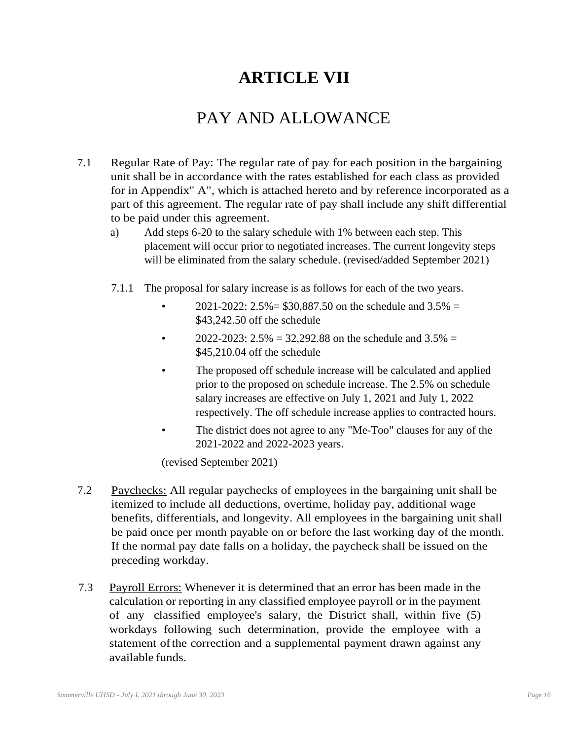# ARTICLE VII

## PAY AND ALLOWANCE

7.1 Regular Rate of Pay: The regular rate of pay for each position in the bargaining unit shall be in accordance with the rates established for each class as provided for in Appendix" A", which is attached hereto and by reference incorporated as a part of this agreement. The regular rate of pay shall include any shift differential to be paid under this agreement.

a) Add steps 6-20 to the salary schedule with 1% between each step. This placement will occur prior to negotiated increases. The current longevity steps will be eliminated from the salary schedule. (revised/added September 2021)

7.1.1 The proposal for salary increase is as follows for each of the two years.

- 2021-2022: 2.5%= $30,887.50 on the schedule and 3.5% = $43,242.50 off the schedule
- 2022-2023: 2.5% = 32,292.88 on the schedule and 3.5% = $45,210.04 off the schedule
- The proposed off schedule increase will be calculated and applied prior to the proposed on schedule increase. The 2.5% on schedule salary increases are effective on July 1, 2021 and July 1, 2022 respectively. The off schedule increase applies to contracted hours.
- The district does not agree to any "Me-Too" clauses for any of the 2021-2022 and 2022-2023 years.

(revised September 2021)

7.2 Paychecks: All regular paychecks of employees in the bargaining unit shall be itemized to include all deductions, overtime, holiday pay, additional wage benefits, differentials, and longevity. All employees in the bargaining unit shall be paid once per month payable on or before the last working day of the month. If the normal pay date falls on a holiday, the paycheck shall be issued on the preceding workday.

7.3 Payroll Errors: Whenever it is determined that an error has been made in the calculation or reporting in any classified employee payroll or in the payment of any classified employee's salary, the District shall, within five (5) workdays following such determination, provide the employee with a statement of the correction and a supplemental payment drawn against any available funds.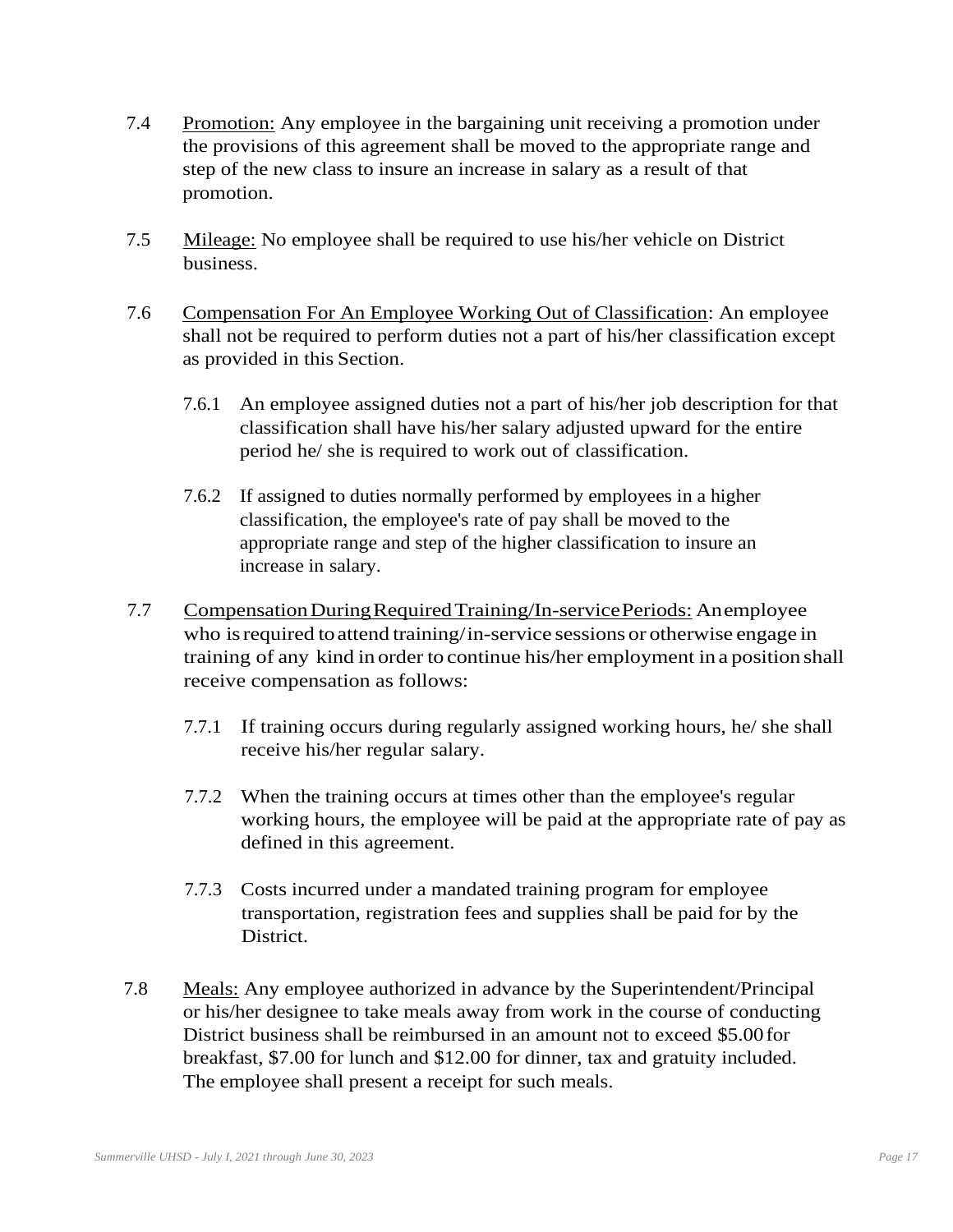7.4 Promotion: Any employee in the bargaining unit receiving a promotion under the provisions of this agreement shall be moved to the appropriate range and step of the new class to insure an increase in salary as a result of that promotion.

7.5 Mileage: No employee shall be required to use his/her vehicle on District business.

7.6 Compensation For An Employee Working Out of Classification: An employee shall not be required to perform duties not a part of his/her classification except as provided in this Section.

7.6.1 An employee assigned duties not a part of his/her job description for that classification shall have his/her salary adjusted upward for the entire period he/ she is required to work out of classification.

7.6.2 If assigned to duties normally performed by employees in a higher classification, the employee's rate of pay shall be moved to the appropriate range and step of the higher classification to insure an increase in salary.

7.7 Compensation During Required Training/In-service Periods: An employee who is required to attend training/in-service sessions or otherwise engage in training of any kind in order to continue his/her employment in a position shall receive compensation as follows:

7.7.1 If training occurs during regularly assigned working hours, he/ she shall receive his/her regular salary.

7.7.2 When the training occurs at times other than the employee's regular working hours, the employee will be paid at the appropriate rate of pay as defined in this agreement.

7.7.3 Costs incurred under a mandated training program for employee transportation, registration fees and supplies shall be paid for by the District.

7.8 Meals: Any employee authorized in advance by the Superintendent/Principal or his/her designee to take meals away from work in the course of conducting District business shall be reimbursed in an amount not to exceed $5.00 for breakfast, $7.00 for lunch and $12.00 for dinner, tax and gratuity included. The employee shall present a receipt for such meals.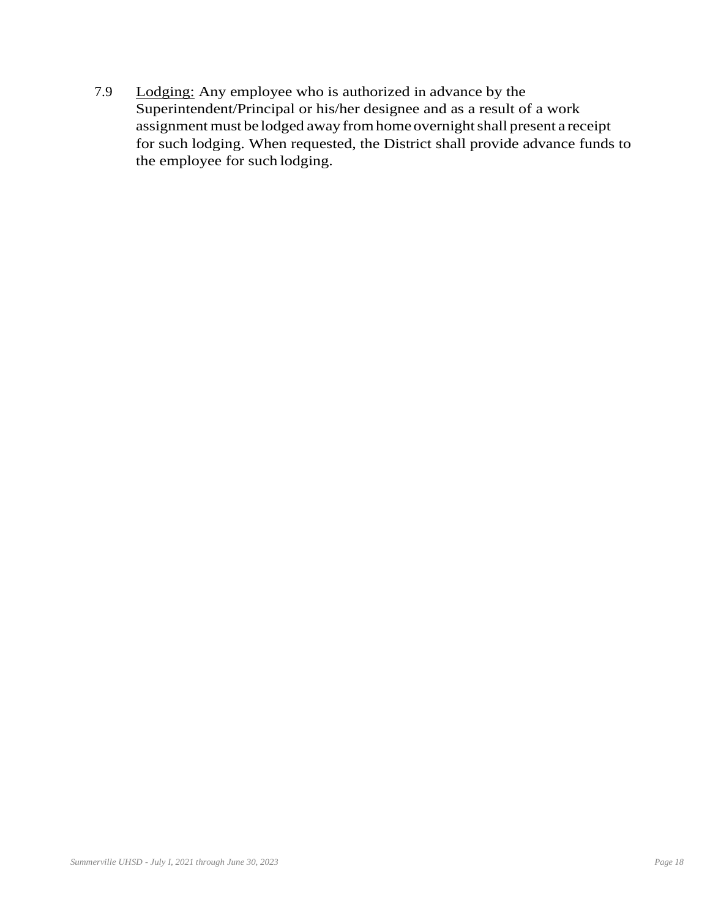7.9 Lodging: Any employee who is authorized in advance by the Superintendent/Principal or his/her designee and as a result of a work assignment must be lodged away from home overnight shall present a receipt for such lodging. When requested, the District shall provide advance funds to the employee for such lodging.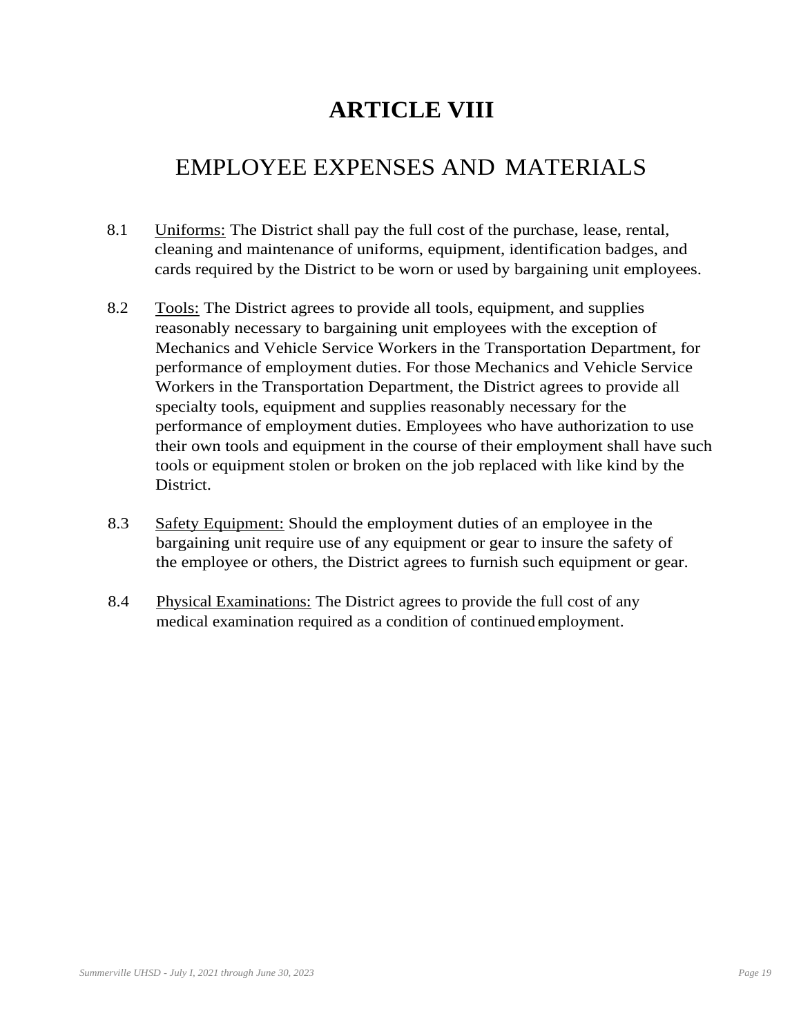# ARTICLE VIII

## EMPLOYEE EXPENSES AND MATERIALS

8.1 Uniforms: The District shall pay the full cost of the purchase, lease, rental, cleaning and maintenance of uniforms, equipment, identification badges, and cards required by the District to be worn or used by bargaining unit employees.

8.2 Tools: The District agrees to provide all tools, equipment, and supplies reasonably necessary to bargaining unit employees with the exception of Mechanics and Vehicle Service Workers in the Transportation Department, for performance of employment duties. For those Mechanics and Vehicle Service Workers in the Transportation Department, the District agrees to provide all specialty tools, equipment and supplies reasonably necessary for the performance of employment duties. Employees who have authorization to use their own tools and equipment in the course of their employment shall have such tools or equipment stolen or broken on the job replaced with like kind by the District.

8.3 Safety Equipment: Should the employment duties of an employee in the bargaining unit require use of any equipment or gear to insure the safety of the employee or others, the District agrees to furnish such equipment or gear.

8.4 Physical Examinations: The District agrees to provide the full cost of any medical examination required as a condition of continued employment.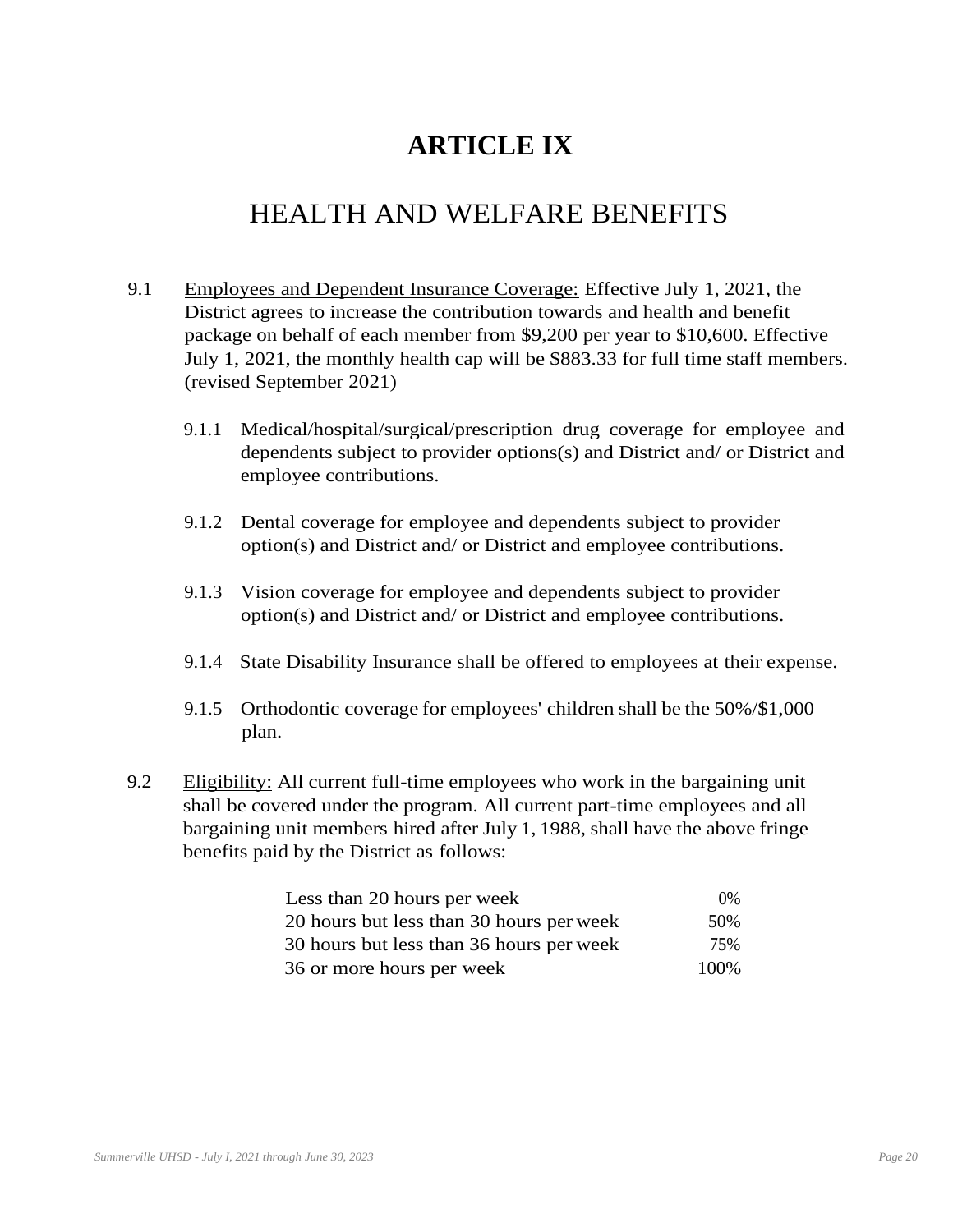# ARTICLE IX

## HEALTH AND WELFARE BENEFITS

9.1 Employees and Dependent Insurance Coverage: Effective July 1, 2021, the District agrees to increase the contribution towards and health and benefit package on behalf of each member from $9,200 per year to $10,600. Effective July 1, 2021, the monthly health cap will be $883.33 for full time staff members. (revised September 2021)

9.1.1 Medical/hospital/surgical/prescription drug coverage for employee and dependents subject to provider options(s) and District and/ or District and employee contributions.

9.1.2 Dental coverage for employee and dependents subject to provider option(s) and District and/ or District and employee contributions.

9.1.3 Vision coverage for employee and dependents subject to provider option(s) and District and/ or District and employee contributions.

9.1.4 State Disability Insurance shall be offered to employees at their expense.

9.1.5 Orthodontic coverage for employees' children shall be the 50%/$1,000 plan.

9.2 Eligibility: All current full-time employees who work in the bargaining unit shall be covered under the program. All current part-time employees and all bargaining unit members hired after July 1, 1988, shall have the above fringe benefits paid by the District as follows:

| Hours | Percentage |
|---|---|
| Less than 20 hours per week | 0% |
| 20 hours but less than 30 hours per week | 50% |
| 30 hours but less than 36 hours per week | 75% |
| 36 or more hours per week | 100% |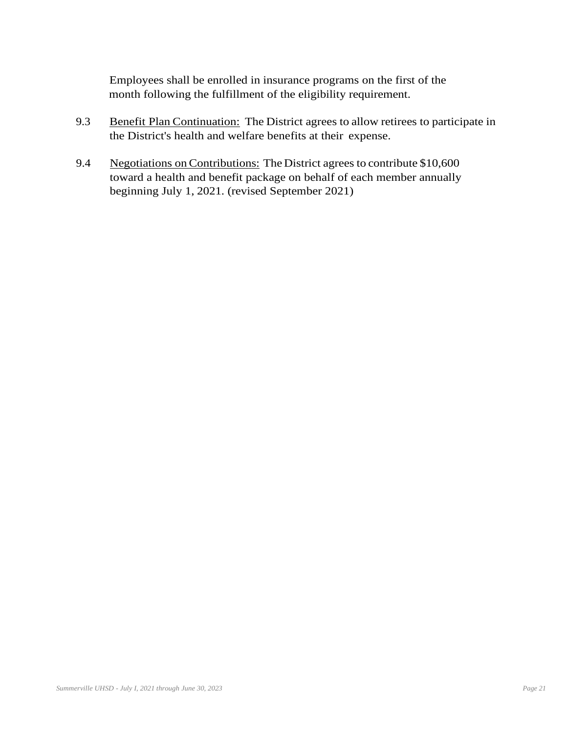Employees shall be enrolled in insurance programs on the first of the month following the fulfillment of the eligibility requirement.

9.3 Benefit Plan Continuation: The District agrees to allow retirees to participate in the District's health and welfare benefits at their expense.

9.4 Negotiations on Contributions: The District agrees to contribute $10,600 toward a health and benefit package on behalf of each member annually beginning July 1, 2021. (revised September 2021)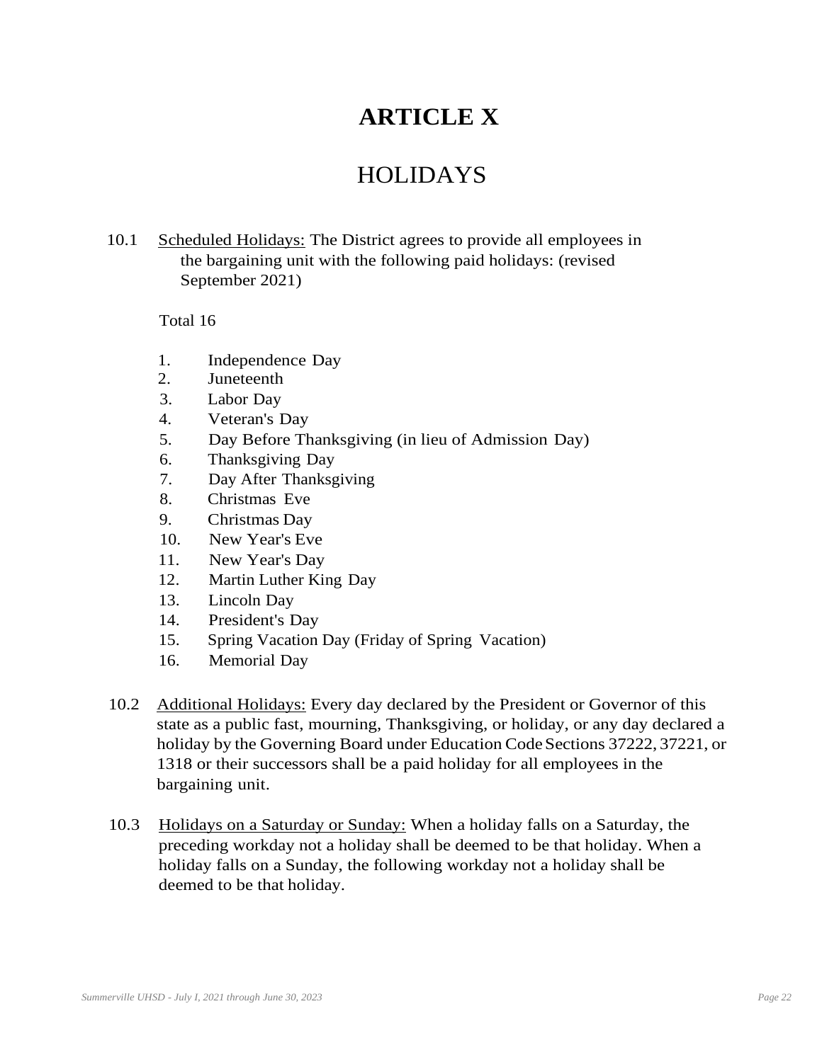# ARTICLE X

## HOLIDAYS

10.1 Scheduled Holidays: The District agrees to provide all employees in the bargaining unit with the following paid holidays: (revised September 2021)

Total 16

1. Independence Day
2. Juneteenth
3. Labor Day
4. Veteran's Day
5. Day Before Thanksgiving (in lieu of Admission Day)
6. Thanksgiving Day
7. Day After Thanksgiving
8. Christmas Eve
9. Christmas Day
10. New Year's Eve
11. New Year's Day
12. Martin Luther King Day
13. Lincoln Day
14. President's Day
15. Spring Vacation Day (Friday of Spring Vacation)
16. Memorial Day

10.2 Additional Holidays: Every day declared by the President or Governor of this state as a public fast, mourning, Thanksgiving, or holiday, or any day declared a holiday by the Governing Board under Education Code Sections 37222, 37221, or 1318 or their successors shall be a paid holiday for all employees in the bargaining unit.

10.3 Holidays on a Saturday or Sunday: When a holiday falls on a Saturday, the preceding workday not a holiday shall be deemed to be that holiday. When a holiday falls on a Sunday, the following workday not a holiday shall be deemed to be that holiday.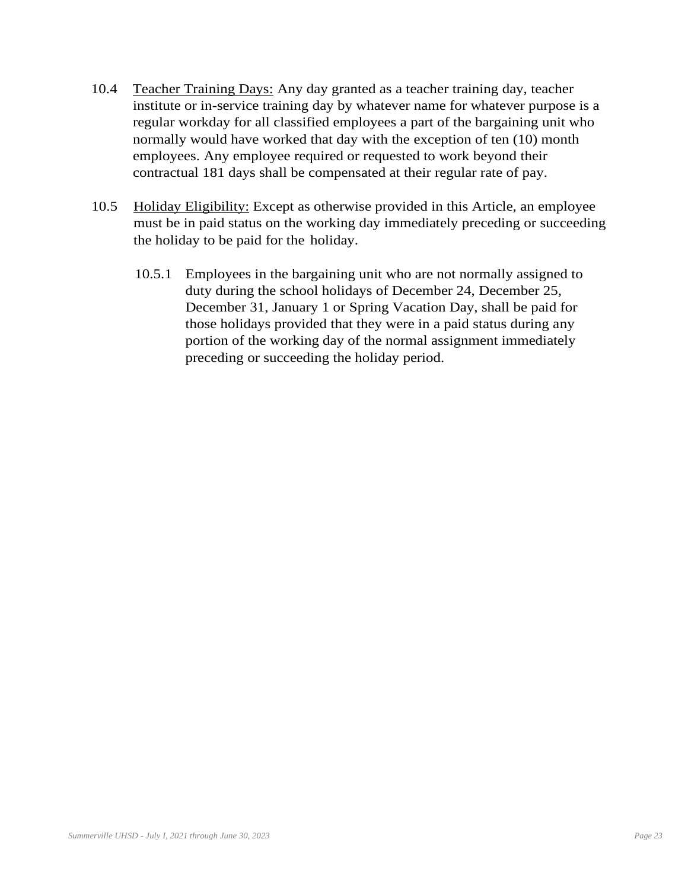10.4 Teacher Training Days: Any day granted as a teacher training day, teacher institute or in-service training day by whatever name for whatever purpose is a regular workday for all classified employees a part of the bargaining unit who normally would have worked that day with the exception of ten (10) month employees. Any employee required or requested to work beyond their contractual 181 days shall be compensated at their regular rate of pay.

10.5 Holiday Eligibility: Except as otherwise provided in this Article, an employee must be in paid status on the working day immediately preceding or succeeding the holiday to be paid for the holiday.

10.5.1 Employees in the bargaining unit who are not normally assigned to duty during the school holidays of December 24, December 25, December 31, January 1 or Spring Vacation Day, shall be paid for those holidays provided that they were in a paid status during any portion of the working day of the normal assignment immediately preceding or succeeding the holiday period.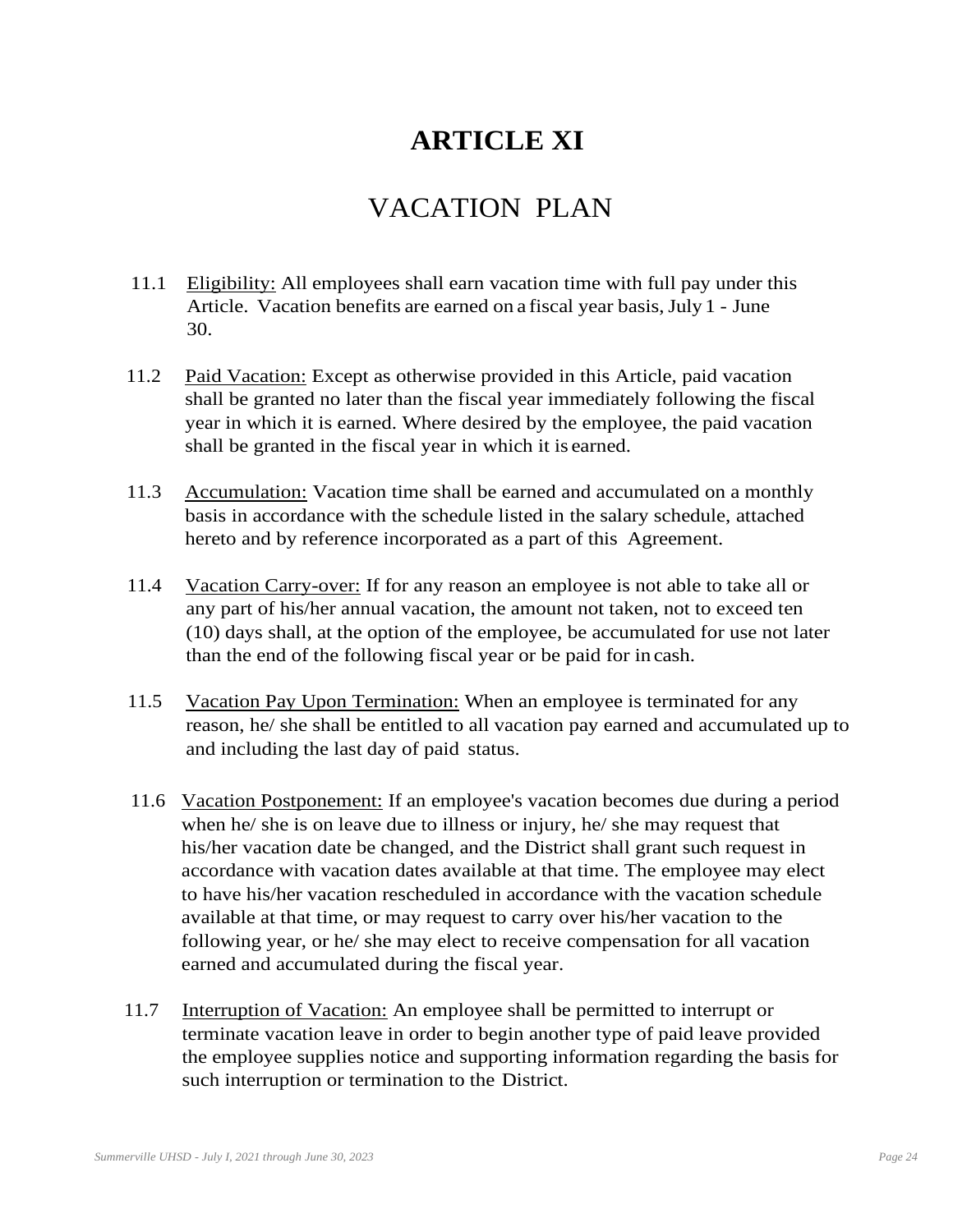# ARTICLE XI

## VACATION PLAN

11.1 Eligibility: All employees shall earn vacation time with full pay under this Article. Vacation benefits are earned on a fiscal year basis, July 1 - June 30.

11.2 Paid Vacation: Except as otherwise provided in this Article, paid vacation shall be granted no later than the fiscal year immediately following the fiscal year in which it is earned. Where desired by the employee, the paid vacation shall be granted in the fiscal year in which it is earned.

11.3 Accumulation: Vacation time shall be earned and accumulated on a monthly basis in accordance with the schedule listed in the salary schedule, attached hereto and by reference incorporated as a part of this Agreement.

11.4 Vacation Carry-over: If for any reason an employee is not able to take all or any part of his/her annual vacation, the amount not taken, not to exceed ten (10) days shall, at the option of the employee, be accumulated for use not later than the end of the following fiscal year or be paid for in cash.

11.5 Vacation Pay Upon Termination: When an employee is terminated for any reason, he/ she shall be entitled to all vacation pay earned and accumulated up to and including the last day of paid status.

11.6 Vacation Postponement: If an employee's vacation becomes due during a period when he/ she is on leave due to illness or injury, he/ she may request that his/her vacation date be changed, and the District shall grant such request in accordance with vacation dates available at that time. The employee may elect to have his/her vacation rescheduled in accordance with the vacation schedule available at that time, or may request to carry over his/her vacation to the following year, or he/ she may elect to receive compensation for all vacation earned and accumulated during the fiscal year.

11.7 Interruption of Vacation: An employee shall be permitted to interrupt or terminate vacation leave in order to begin another type of paid leave provided the employee supplies notice and supporting information regarding the basis for such interruption or termination to the District.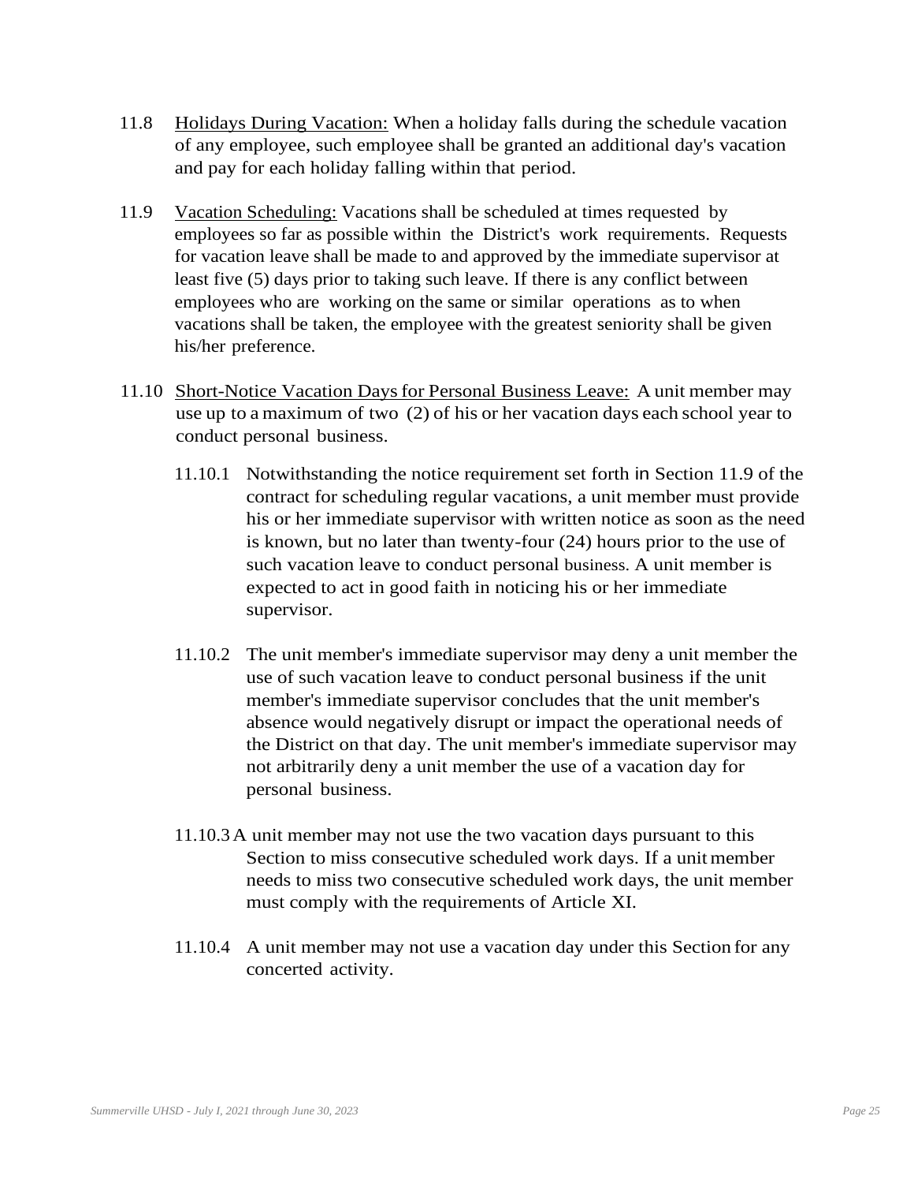11.8 Holidays During Vacation: When a holiday falls during the schedule vacation of any employee, such employee shall be granted an additional day's vacation and pay for each holiday falling within that period.

11.9 Vacation Scheduling: Vacations shall be scheduled at times requested by employees so far as possible within the District's work requirements. Requests for vacation leave shall be made to and approved by the immediate supervisor at least five (5) days prior to taking such leave. If there is any conflict between employees who are working on the same or similar operations as to when vacations shall be taken, the employee with the greatest seniority shall be given his/her preference.

11.10 Short-Notice Vacation Days for Personal Business Leave: A unit member may use up to a maximum of two (2) of his or her vacation days each school year to conduct personal business.

11.10.1 Notwithstanding the notice requirement set forth in Section 11.9 of the contract for scheduling regular vacations, a unit member must provide his or her immediate supervisor with written notice as soon as the need is known, but no later than twenty-four (24) hours prior to the use of such vacation leave to conduct personal business. A unit member is expected to act in good faith in noticing his or her immediate supervisor.

11.10.2 The unit member's immediate supervisor may deny a unit member the use of such vacation leave to conduct personal business if the unit member's immediate supervisor concludes that the unit member's absence would negatively disrupt or impact the operational needs of the District on that day. The unit member's immediate supervisor may not arbitrarily deny a unit member the use of a vacation day for personal business.

11.10.3 A unit member may not use the two vacation days pursuant to this Section to miss consecutive scheduled work days. If a unit member needs to miss two consecutive scheduled work days, the unit member must comply with the requirements of Article XI.

11.10.4 A unit member may not use a vacation day under this Section for any concerted activity.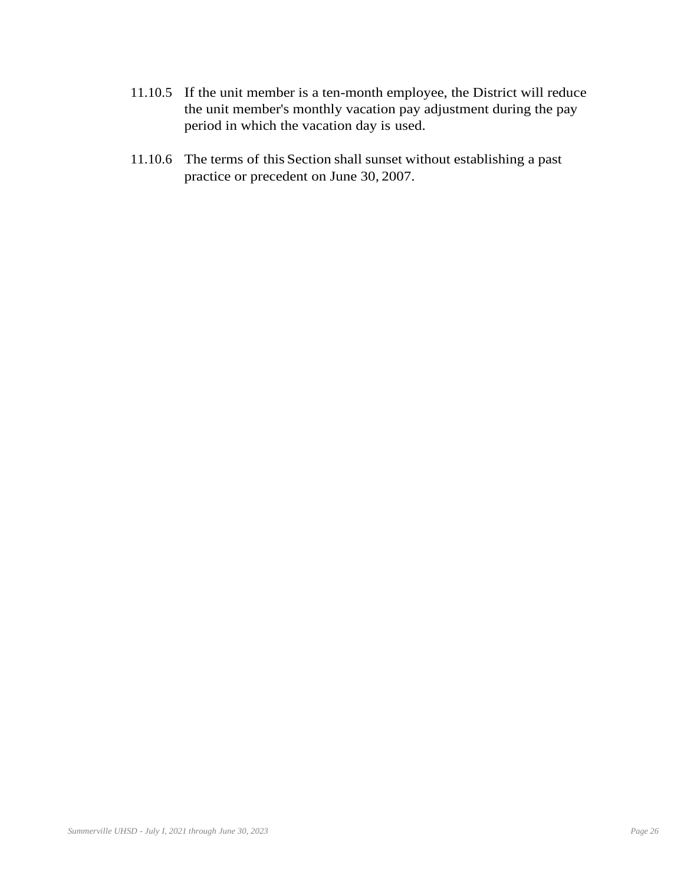11.10.5 If the unit member is a ten-month employee, the District will reduce the unit member's monthly vacation pay adjustment during the pay period in which the vacation day is used.

11.10.6 The terms of this Section shall sunset without establishing a past practice or precedent on June 30, 2007.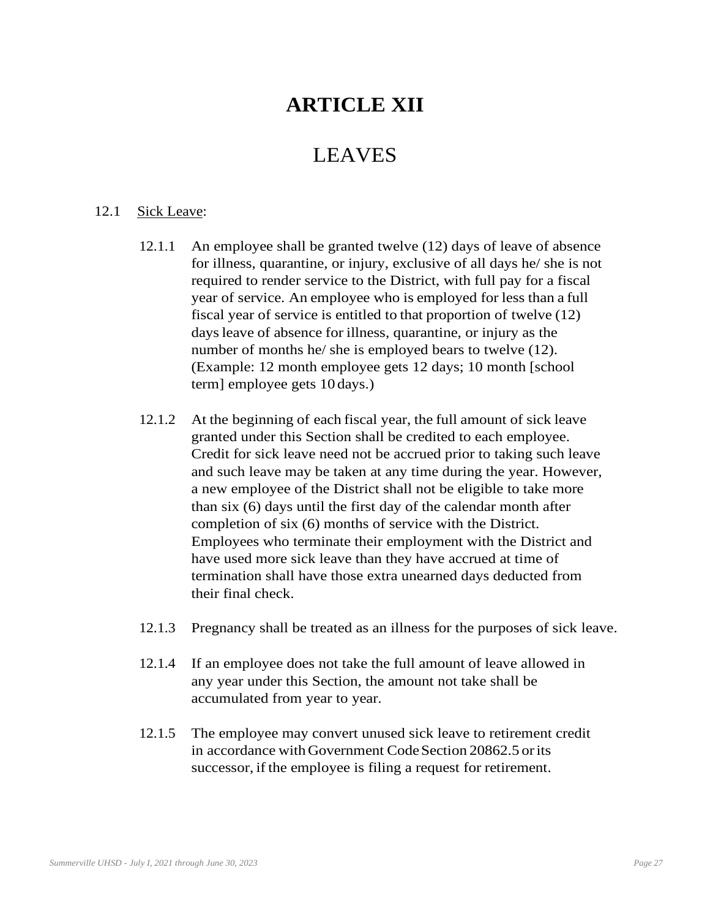# ARTICLE XII

## LEAVES

12.1 Sick Leave:

12.1.1 An employee shall be granted twelve (12) days of leave of absence for illness, quarantine, or injury, exclusive of all days he/ she is not required to render service to the District, with full pay for a fiscal year of service. An employee who is employed for less than a full fiscal year of service is entitled to that proportion of twelve (12) days leave of absence for illness, quarantine, or injury as the number of months he/ she is employed bears to twelve (12). (Example: 12 month employee gets 12 days; 10 month [school term] employee gets 10 days.)

12.1.2 At the beginning of each fiscal year, the full amount of sick leave granted under this Section shall be credited to each employee. Credit for sick leave need not be accrued prior to taking such leave and such leave may be taken at any time during the year. However, a new employee of the District shall not be eligible to take more than six (6) days until the first day of the calendar month after completion of six (6) months of service with the District. Employees who terminate their employment with the District and have used more sick leave than they have accrued at time of termination shall have those extra unearned days deducted from their final check.

12.1.3 Pregnancy shall be treated as an illness for the purposes of sick leave.

12.1.4 If an employee does not take the full amount of leave allowed in any year under this Section, the amount not take shall be accumulated from year to year.

12.1.5 The employee may convert unused sick leave to retirement credit in accordance with Government Code Section 20862.5 or its successor, if the employee is filing a request for retirement.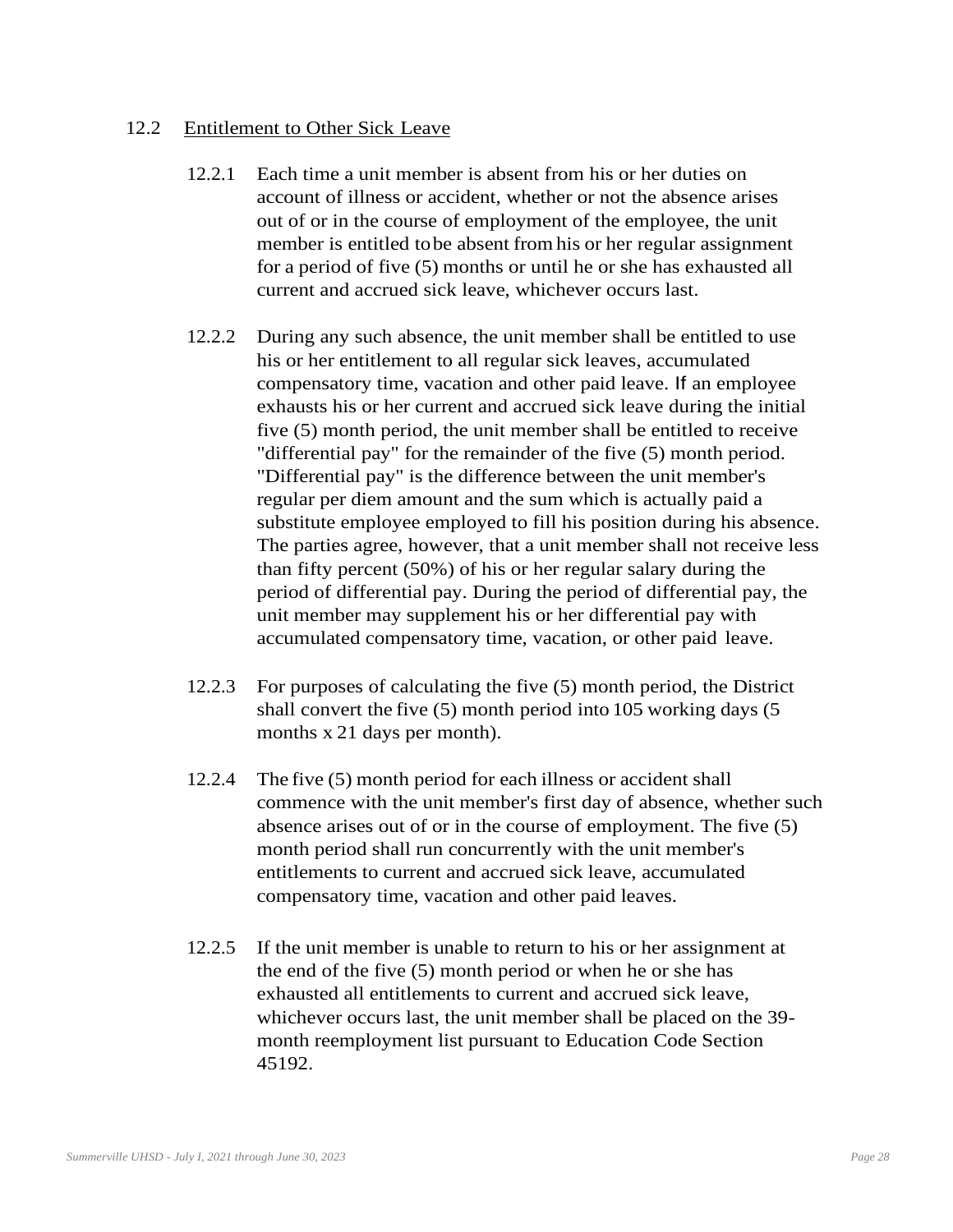12.2 Entitlement to Other Sick Leave

12.2.1 Each time a unit member is absent from his or her duties on account of illness or accident, whether or not the absence arises out of or in the course of employment of the employee, the unit member is entitled to be absent from his or her regular assignment for a period of five (5) months or until he or she has exhausted all current and accrued sick leave, whichever occurs last.

12.2.2 During any such absence, the unit member shall be entitled to use his or her entitlement to all regular sick leaves, accumulated compensatory time, vacation and other paid leave. If an employee exhausts his or her current and accrued sick leave during the initial five (5) month period, the unit member shall be entitled to receive "differential pay" for the remainder of the five (5) month period. "Differential pay" is the difference between the unit member's regular per diem amount and the sum which is actually paid a substitute employee employed to fill his position during his absence. The parties agree, however, that a unit member shall not receive less than fifty percent (50%) of his or her regular salary during the period of differential pay. During the period of differential pay, the unit member may supplement his or her differential pay with accumulated compensatory time, vacation, or other paid leave.

12.2.3 For purposes of calculating the five (5) month period, the District shall convert the five (5) month period into 105 working days (5 months x 21 days per month).

12.2.4 The five (5) month period for each illness or accident shall commence with the unit member's first day of absence, whether such absence arises out of or in the course of employment. The five (5) month period shall run concurrently with the unit member's entitlements to current and accrued sick leave, accumulated compensatory time, vacation and other paid leaves.

12.2.5 If the unit member is unable to return to his or her assignment at the end of the five (5) month period or when he or she has exhausted all entitlements to current and accrued sick leave, whichever occurs last, the unit member shall be placed on the 39-month reemployment list pursuant to Education Code Section 45192.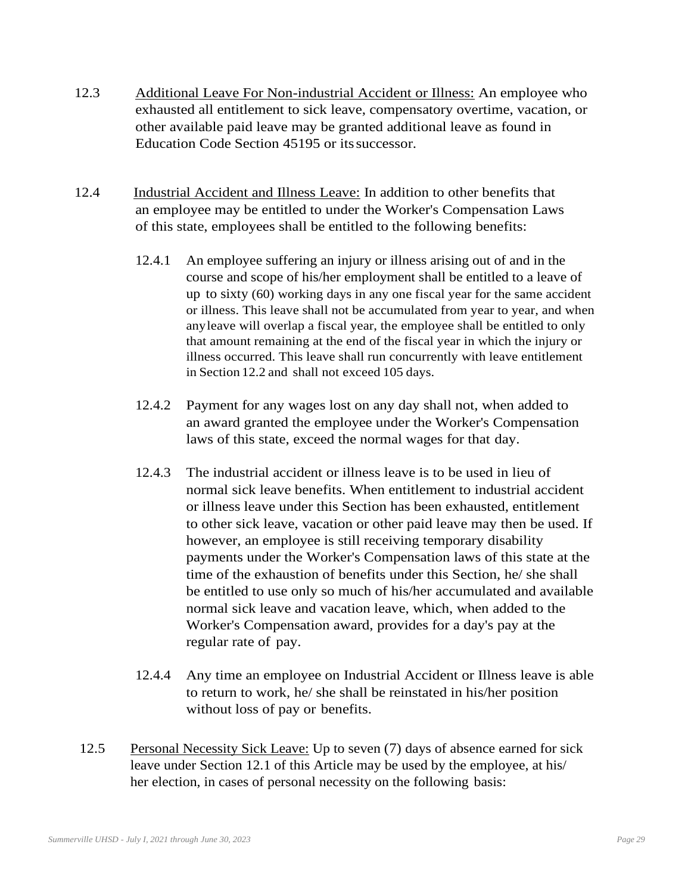12.3 Additional Leave For Non-industrial Accident or Illness: An employee who exhausted all entitlement to sick leave, compensatory overtime, vacation, or other available paid leave may be granted additional leave as found in Education Code Section 45195 or its successor.

12.4 Industrial Accident and Illness Leave: In addition to other benefits that an employee may be entitled to under the Worker's Compensation Laws of this state, employees shall be entitled to the following benefits:

12.4.1 An employee suffering an injury or illness arising out of and in the course and scope of his/her employment shall be entitled to a leave of up to sixty (60) working days in any one fiscal year for the same accident or illness. This leave shall not be accumulated from year to year, and when any leave will overlap a fiscal year, the employee shall be entitled to only that amount remaining at the end of the fiscal year in which the injury or illness occurred. This leave shall run concurrently with leave entitlement in Section 12.2 and shall not exceed 105 days.

12.4.2 Payment for any wages lost on any day shall not, when added to an award granted the employee under the Worker's Compensation laws of this state, exceed the normal wages for that day.

12.4.3 The industrial accident or illness leave is to be used in lieu of normal sick leave benefits. When entitlement to industrial accident or illness leave under this Section has been exhausted, entitlement to other sick leave, vacation or other paid leave may then be used. If however, an employee is still receiving temporary disability payments under the Worker's Compensation laws of this state at the time of the exhaustion of benefits under this Section, he/ she shall be entitled to use only so much of his/her accumulated and available normal sick leave and vacation leave, which, when added to the Worker's Compensation award, provides for a day's pay at the regular rate of pay.

12.4.4 Any time an employee on Industrial Accident or Illness leave is able to return to work, he/ she shall be reinstated in his/her position without loss of pay or benefits.

12.5 Personal Necessity Sick Leave: Up to seven (7) days of absence earned for sick leave under Section 12.1 of this Article may be used by the employee, at his/ her election, in cases of personal necessity on the following basis: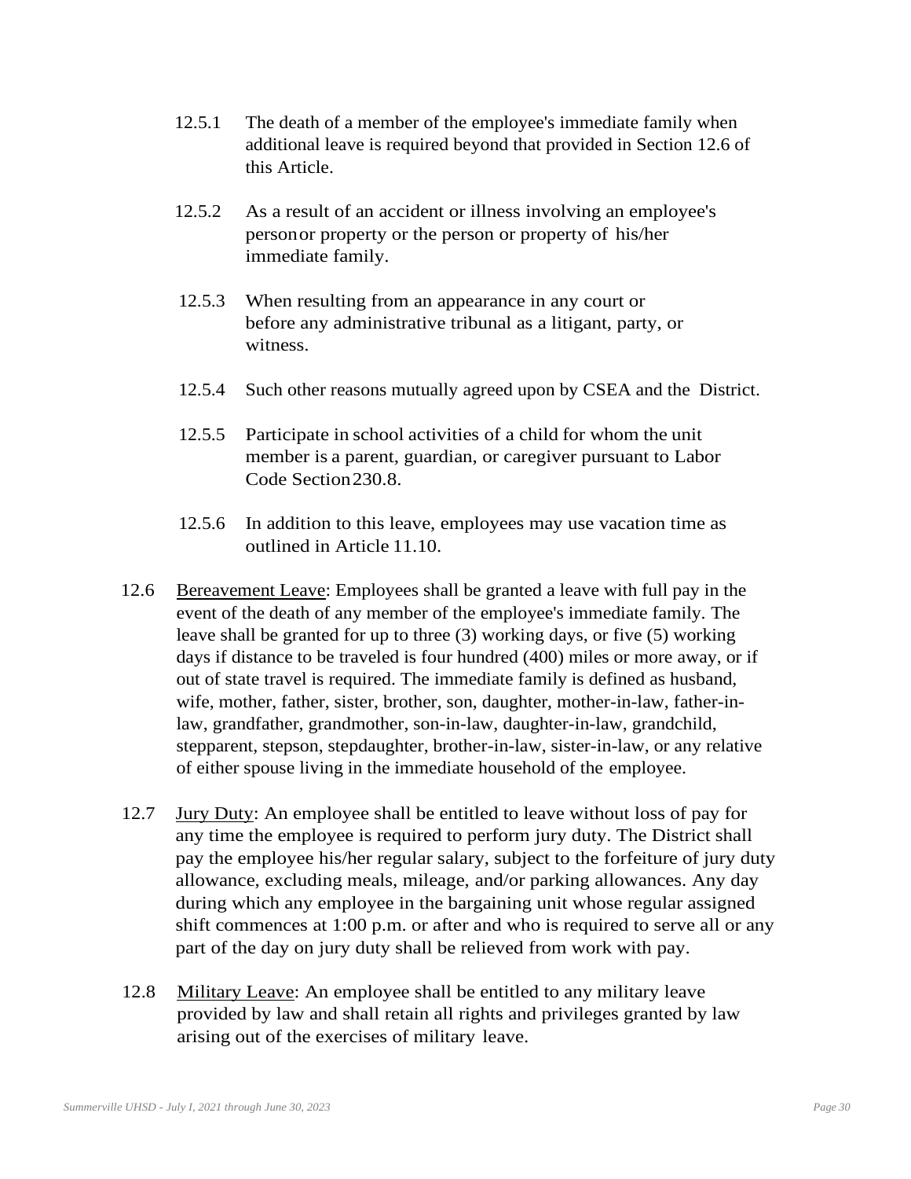12.5.1 The death of a member of the employee's immediate family when additional leave is required beyond that provided in Section 12.6 of this Article.

12.5.2 As a result of an accident or illness involving an employee's person or property or the person or property of his/her immediate family.

12.5.3 When resulting from an appearance in any court or before any administrative tribunal as a litigant, party, or witness.

12.5.4 Such other reasons mutually agreed upon by CSEA and the District.

12.5.5 Participate in school activities of a child for whom the unit member is a parent, guardian, or caregiver pursuant to Labor Code Section 230.8.

12.5.6 In addition to this leave, employees may use vacation time as outlined in Article 11.10.

12.6 Bereavement Leave: Employees shall be granted a leave with full pay in the event of the death of any member of the employee's immediate family. The leave shall be granted for up to three (3) working days, or five (5) working days if distance to be traveled is four hundred (400) miles or more away, or if out of state travel is required. The immediate family is defined as husband, wife, mother, father, sister, brother, son, daughter, mother-in-law, father-in-law, grandfather, grandmother, son-in-law, daughter-in-law, grandchild, stepparent, stepson, stepdaughter, brother-in-law, sister-in-law, or any relative of either spouse living in the immediate household of the employee.

12.7 Jury Duty: An employee shall be entitled to leave without loss of pay for any time the employee is required to perform jury duty. The District shall pay the employee his/her regular salary, subject to the forfeiture of jury duty allowance, excluding meals, mileage, and/or parking allowances. Any day during which any employee in the bargaining unit whose regular assigned shift commences at 1:00 p.m. or after and who is required to serve all or any part of the day on jury duty shall be relieved from work with pay.

12.8 Military Leave: An employee shall be entitled to any military leave provided by law and shall retain all rights and privileges granted by law arising out of the exercises of military leave.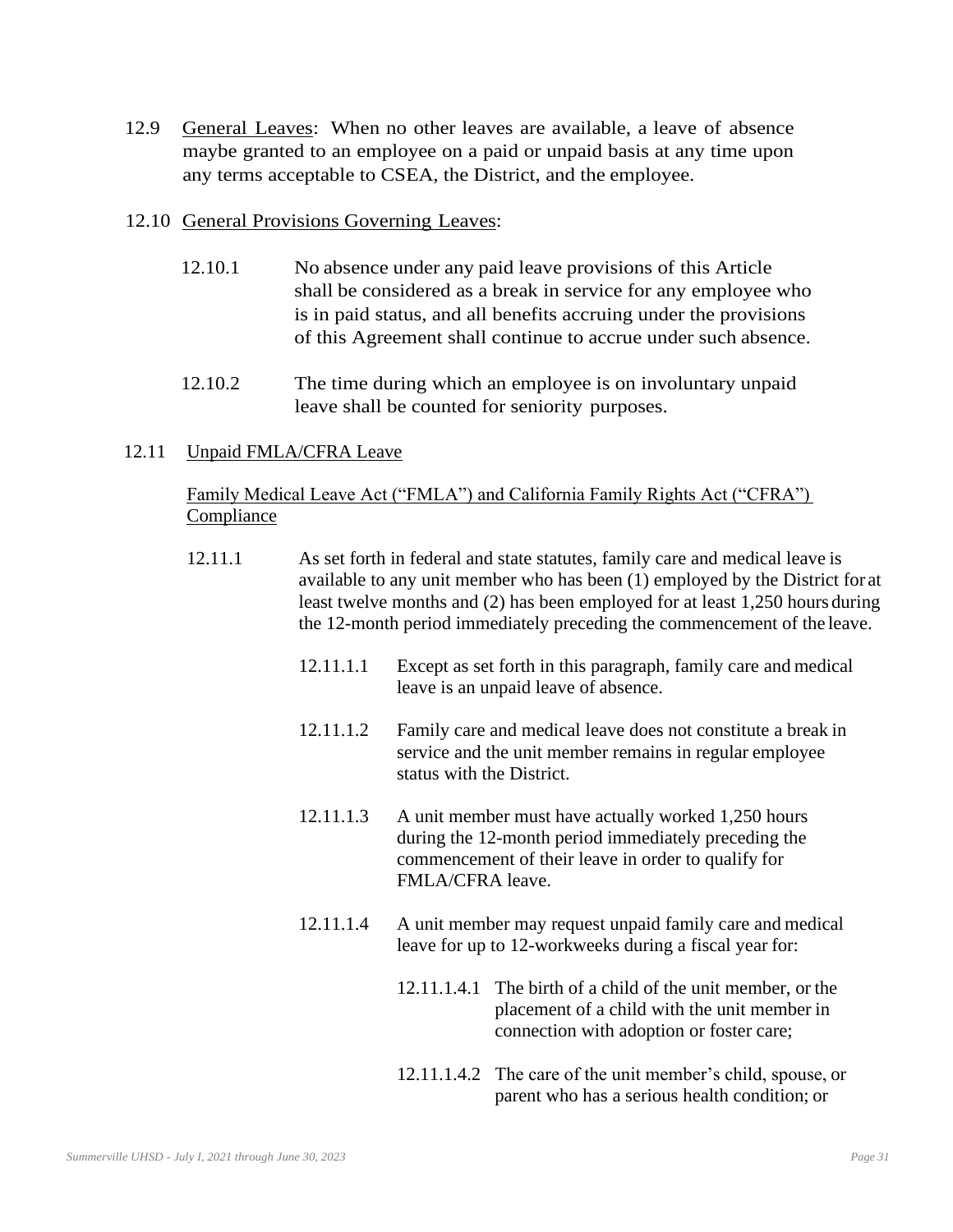12.9 <u>General Leaves</u>: When no other leaves are available, a leave of absence maybe granted to an employee on a paid or unpaid basis at any time upon any terms acceptable to CSEA, the District, and the employee.

12.10 <u>General Provisions Governing Leaves</u>:

12.10.1 No absence under any paid leave provisions of this Article shall be considered as a break in service for any employee who is in paid status, and all benefits accruing under the provisions of this Agreement shall continue to accrue under such absence.

12.10.2 The time during which an employee is on involuntary unpaid leave shall be counted for seniority purposes.

12.11 <u>Unpaid FMLA/CFRA Leave</u>

<u>Family Medical Leave Act ("FMLA") and California Family Rights Act ("CFRA") Compliance</u>

12.11.1 As set forth in federal and state statutes, family care and medical leave is available to any unit member who has been (1) employed by the District for at least twelve months and (2) has been employed for at least 1,250 hours during the 12-month period immediately preceding the commencement of the leave.

12.11.1.1 Except as set forth in this paragraph, family care and medical leave is an unpaid leave of absence.

12.11.1.2 Family care and medical leave does not constitute a break in service and the unit member remains in regular employee status with the District.

12.11.1.3 A unit member must have actually worked 1,250 hours during the 12-month period immediately preceding the commencement of their leave in order to qualify for FMLA/CFRA leave.

12.11.1.4 A unit member may request unpaid family care and medical leave for up to 12-workweeks during a fiscal year for:

12.11.1.4.1 The birth of a child of the unit member, or the placement of a child with the unit member in connection with adoption or foster care;

12.11.1.4.2 The care of the unit member's child, spouse, or parent who has a serious health condition; or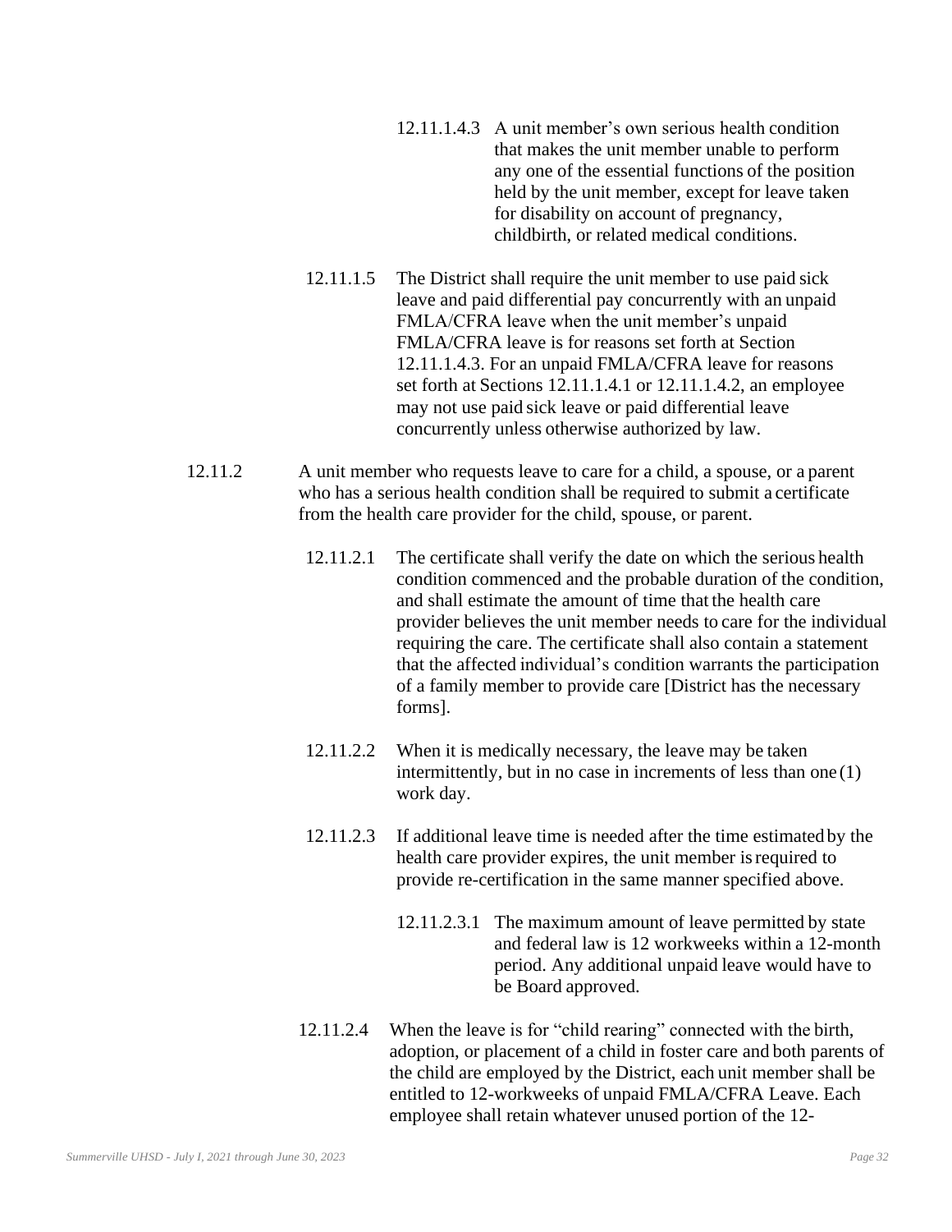12.11.1.4.3 A unit member's own serious health condition that makes the unit member unable to perform any one of the essential functions of the position held by the unit member, except for leave taken for disability on account of pregnancy, childbirth, or related medical conditions.

12.11.1.5 The District shall require the unit member to use paid sick leave and paid differential pay concurrently with an unpaid FMLA/CFRA leave when the unit member's unpaid FMLA/CFRA leave is for reasons set forth at Section 12.11.1.4.3. For an unpaid FMLA/CFRA leave for reasons set forth at Sections 12.11.1.4.1 or 12.11.1.4.2, an employee may not use paid sick leave or paid differential leave concurrently unless otherwise authorized by law.

12.11.2 A unit member who requests leave to care for a child, a spouse, or a parent who has a serious health condition shall be required to submit a certificate from the health care provider for the child, spouse, or parent.

12.11.2.1 The certificate shall verify the date on which the serious health condition commenced and the probable duration of the condition, and shall estimate the amount of time that the health care provider believes the unit member needs to care for the individual requiring the care. The certificate shall also contain a statement that the affected individual's condition warrants the participation of a family member to provide care [District has the necessary forms].

12.11.2.2 When it is medically necessary, the leave may be taken intermittently, but in no case in increments of less than one (1) work day.

12.11.2.3 If additional leave time is needed after the time estimated by the health care provider expires, the unit member is required to provide re-certification in the same manner specified above.

12.11.2.3.1 The maximum amount of leave permitted by state and federal law is 12 workweeks within a 12-month period. Any additional unpaid leave would have to be Board approved.

12.11.2.4 When the leave is for "child rearing" connected with the birth, adoption, or placement of a child in foster care and both parents of the child are employed by the District, each unit member shall be entitled to 12-workweeks of unpaid FMLA/CFRA Leave. Each employee shall retain whatever unused portion of the 12-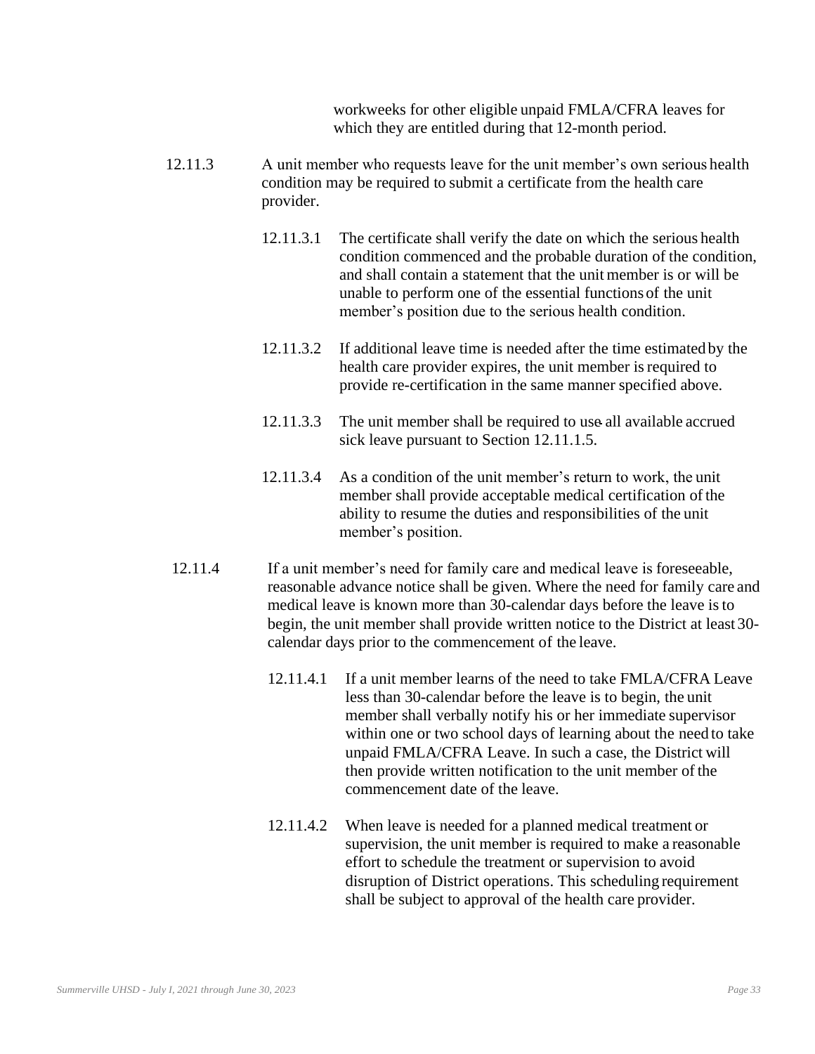workweeks for other eligible unpaid FMLA/CFRA leaves for which they are entitled during that 12-month period.

12.11.3 A unit member who requests leave for the unit member's own serious health condition may be required to submit a certificate from the health care provider.

12.11.3.1 The certificate shall verify the date on which the serious health condition commenced and the probable duration of the condition, and shall contain a statement that the unit member is or will be unable to perform one of the essential functions of the unit member's position due to the serious health condition.

12.11.3.2 If additional leave time is needed after the time estimated by the health care provider expires, the unit member is required to provide re-certification in the same manner specified above.

12.11.3.3 The unit member shall be required to use all available accrued sick leave pursuant to Section 12.11.1.5.

12.11.3.4 As a condition of the unit member's return to work, the unit member shall provide acceptable medical certification of the ability to resume the duties and responsibilities of the unit member's position.

12.11.4 If a unit member's need for family care and medical leave is foreseeable, reasonable advance notice shall be given. Where the need for family care and medical leave is known more than 30-calendar days before the leave is to begin, the unit member shall provide written notice to the District at least 30-calendar days prior to the commencement of the leave.

12.11.4.1 If a unit member learns of the need to take FMLA/CFRA Leave less than 30-calendar before the leave is to begin, the unit member shall verbally notify his or her immediate supervisor within one or two school days of learning about the need to take unpaid FMLA/CFRA Leave. In such a case, the District will then provide written notification to the unit member of the commencement date of the leave.

12.11.4.2 When leave is needed for a planned medical treatment or supervision, the unit member is required to make a reasonable effort to schedule the treatment or supervision to avoid disruption of District operations. This scheduling requirement shall be subject to approval of the health care provider.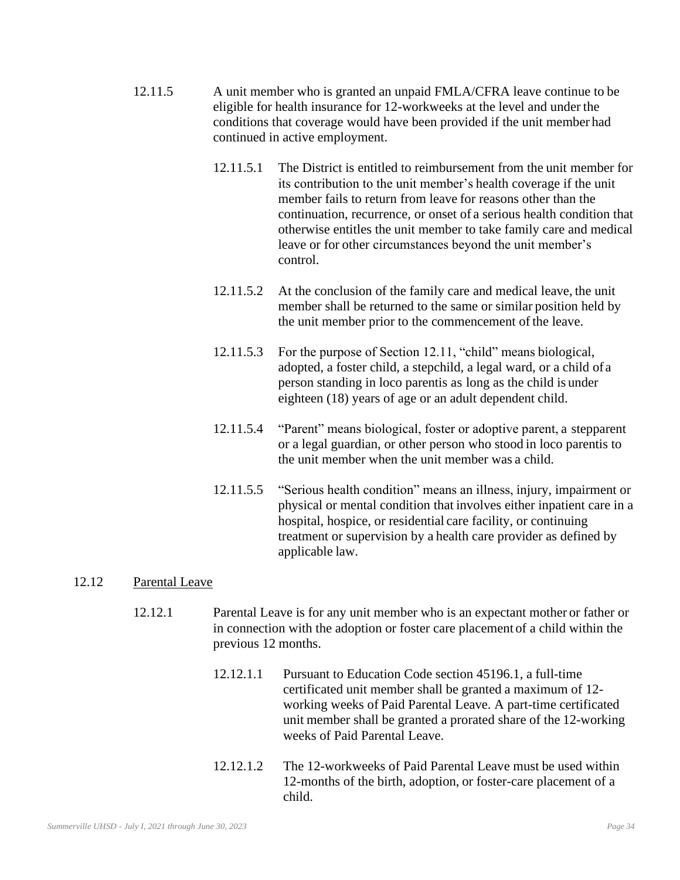12.11.5 A unit member who is granted an unpaid FMLA/CFRA leave continue to be eligible for health insurance for 12-workweeks at the level and under the conditions that coverage would have been provided if the unit member had continued in active employment.

12.11.5.1 The District is entitled to reimbursement from the unit member for its contribution to the unit member's health coverage if the unit member fails to return from leave for reasons other than the continuation, recurrence, or onset of a serious health condition that otherwise entitles the unit member to take family care and medical leave or for other circumstances beyond the unit member's control.

12.11.5.2 At the conclusion of the family care and medical leave, the unit member shall be returned to the same or similar position held by the unit member prior to the commencement of the leave.

12.11.5.3 For the purpose of Section 12.11, "child" means biological, adopted, a foster child, a stepchild, a legal ward, or a child of a person standing in loco parentis as long as the child is under eighteen (18) years of age or an adult dependent child.

12.11.5.4 "Parent" means biological, foster or adoptive parent, a stepparent or a legal guardian, or other person who stood in loco parentis to the unit member when the unit member was a child.

12.11.5.5 "Serious health condition" means an illness, injury, impairment or physical or mental condition that involves either inpatient care in a hospital, hospice, or residential care facility, or continuing treatment or supervision by a health care provider as defined by applicable law.

12.12 Parental Leave

12.12.1 Parental Leave is for any unit member who is an expectant mother or father or in connection with the adoption or foster care placement of a child within the previous 12 months.

12.12.1.1 Pursuant to Education Code section 45196.1, a full-time certificated unit member shall be granted a maximum of 12-working weeks of Paid Parental Leave. A part-time certificated unit member shall be granted a prorated share of the 12-working weeks of Paid Parental Leave.

12.12.1.2 The 12-workweeks of Paid Parental Leave must be used within 12-months of the birth, adoption, or foster-care placement of a child.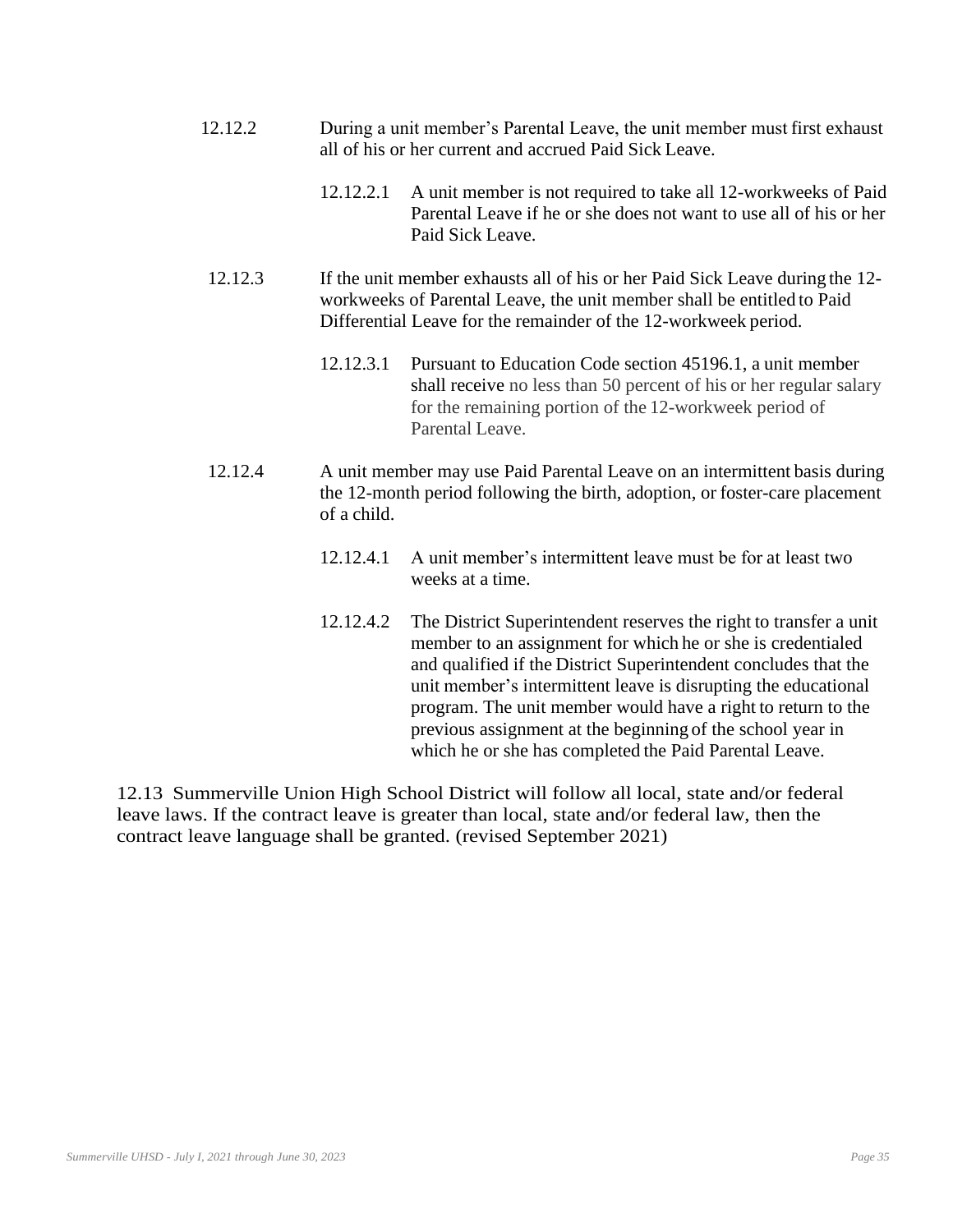12.12.2 During a unit member's Parental Leave, the unit member must first exhaust all of his or her current and accrued Paid Sick Leave.

12.12.2.1 A unit member is not required to take all 12-workweeks of Paid Parental Leave if he or she does not want to use all of his or her Paid Sick Leave.

12.12.3 If the unit member exhausts all of his or her Paid Sick Leave during the 12-workweeks of Parental Leave, the unit member shall be entitled to Paid Differential Leave for the remainder of the 12-workweek period.

12.12.3.1 Pursuant to Education Code section 45196.1, a unit member shall receive no less than 50 percent of his or her regular salary for the remaining portion of the 12-workweek period of Parental Leave.

12.12.4 A unit member may use Paid Parental Leave on an intermittent basis during the 12-month period following the birth, adoption, or foster-care placement of a child.

12.12.4.1 A unit member's intermittent leave must be for at least two weeks at a time.

12.12.4.2 The District Superintendent reserves the right to transfer a unit member to an assignment for which he or she is credentialed and qualified if the District Superintendent concludes that the unit member's intermittent leave is disrupting the educational program. The unit member would have a right to return to the previous assignment at the beginning of the school year in which he or she has completed the Paid Parental Leave.

12.13 Summerville Union High School District will follow all local, state and/or federal leave laws. If the contract leave is greater than local, state and/or federal law, then the contract leave language shall be granted. (revised September 2021)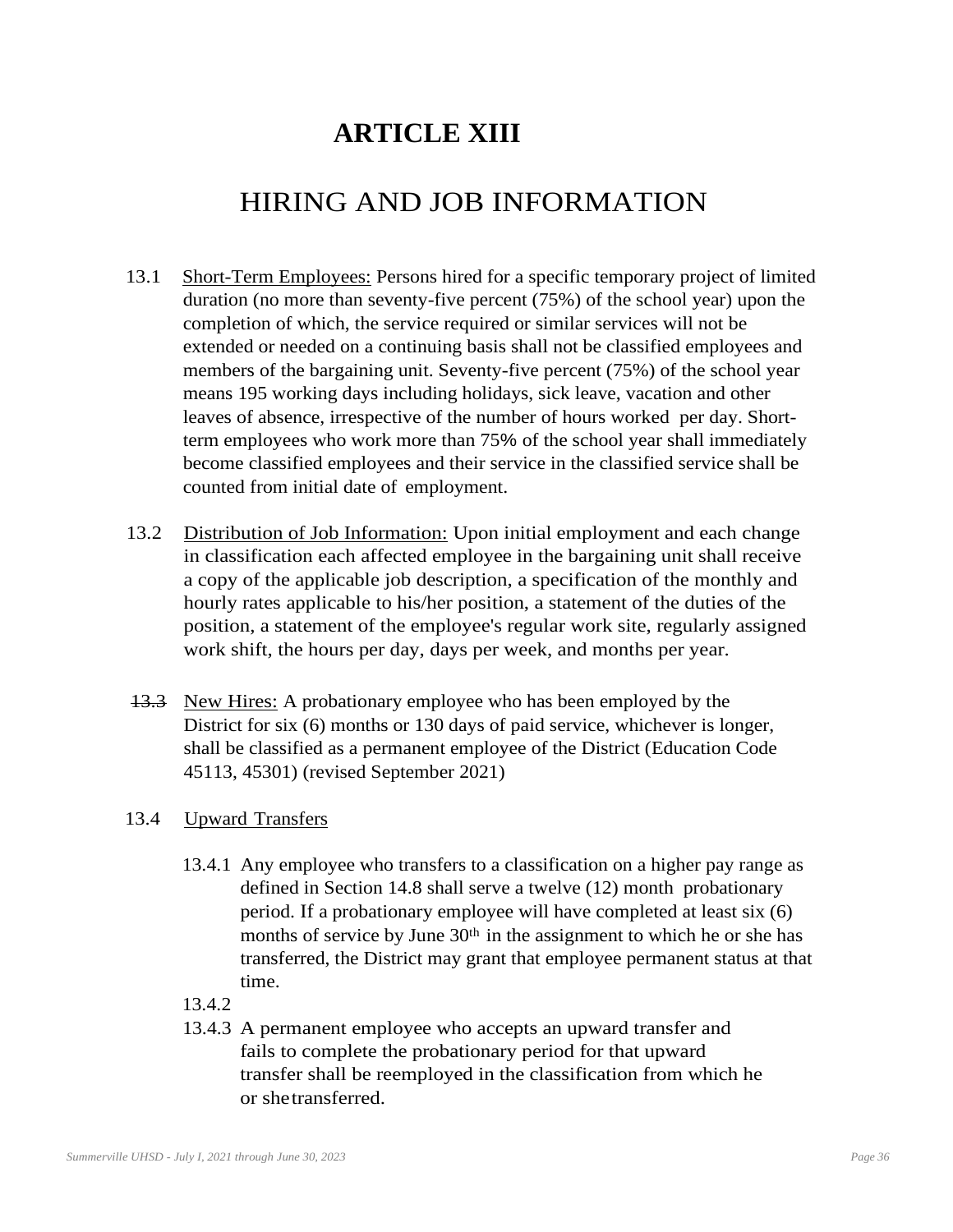# ARTICLE XIII

## HIRING AND JOB INFORMATION

13.1 Short-Term Employees: Persons hired for a specific temporary project of limited duration (no more than seventy-five percent (75%) of the school year) upon the completion of which, the service required or similar services will not be extended or needed on a continuing basis shall not be classified employees and members of the bargaining unit. Seventy-five percent (75%) of the school year means 195 working days including holidays, sick leave, vacation and other leaves of absence, irrespective of the number of hours worked per day. Short-term employees who work more than 75% of the school year shall immediately become classified employees and their service in the classified service shall be counted from initial date of employment.

13.2 Distribution of Job Information: Upon initial employment and each change in classification each affected employee in the bargaining unit shall receive a copy of the applicable job description, a specification of the monthly and hourly rates applicable to his/her position, a statement of the duties of the position, a statement of the employee's regular work site, regularly assigned work shift, the hours per day, days per week, and months per year.

~~13.3~~ New Hires: A probationary employee who has been employed by the District for six (6) months or 130 days of paid service, whichever is longer, shall be classified as a permanent employee of the District (Education Code 45113, 45301) (revised September 2021)

13.4 Upward Transfers

13.4.1 Any employee who transfers to a classification on a higher pay range as defined in Section 14.8 shall serve a twelve (12) month probationary period. If a probationary employee will have completed at least six (6) months of service by June 30th in the assignment to which he or she has transferred, the District may grant that employee permanent status at that time.

13.4.2

13.4.3 A permanent employee who accepts an upward transfer and fails to complete the probationary period for that upward transfer shall be reemployed in the classification from which he or she transferred.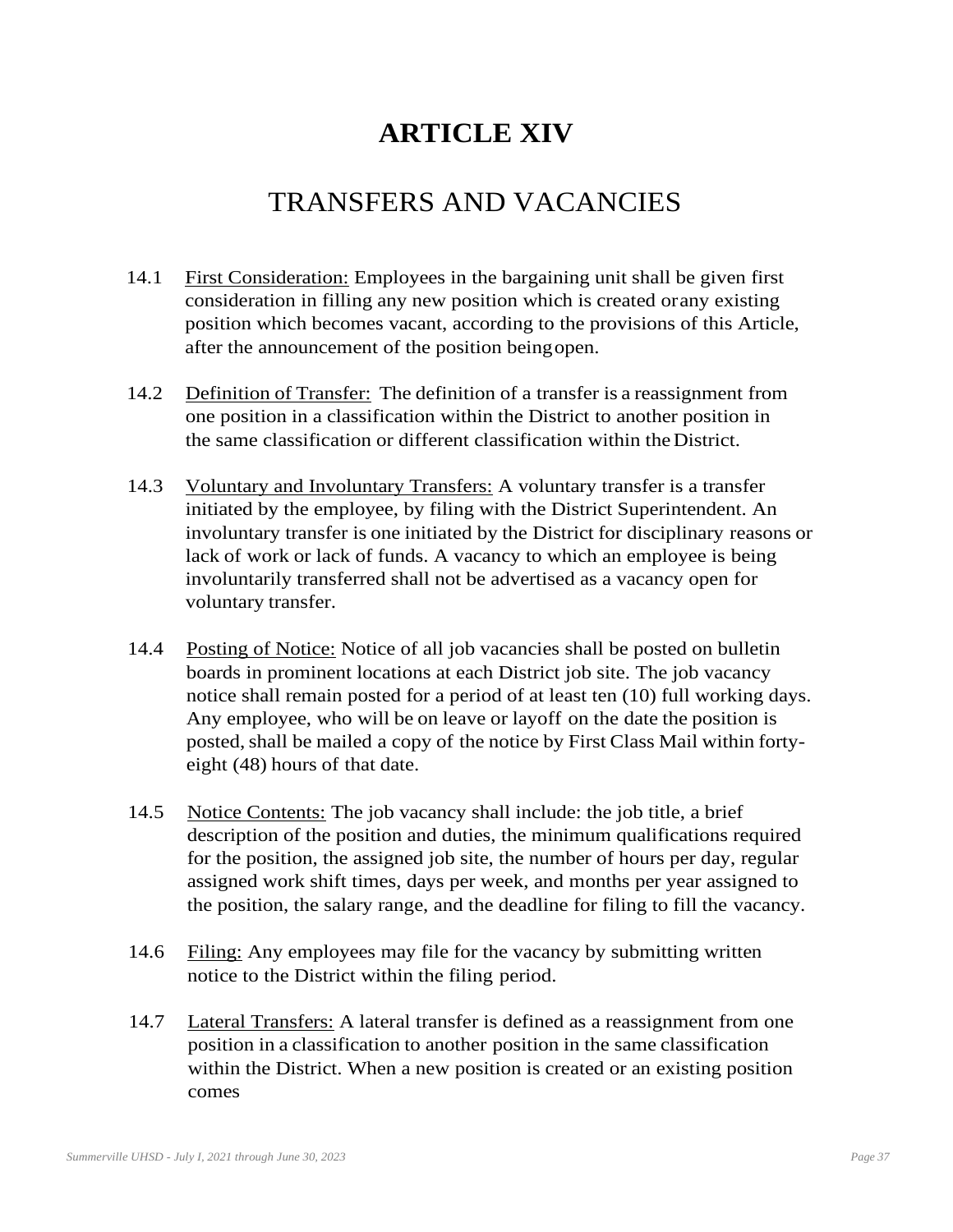# ARTICLE XIV

## TRANSFERS AND VACANCIES

14.1 First Consideration: Employees in the bargaining unit shall be given first consideration in filling any new position which is created or any existing position which becomes vacant, according to the provisions of this Article, after the announcement of the position being open.

14.2 Definition of Transfer: The definition of a transfer is a reassignment from one position in a classification within the District to another position in the same classification or different classification within the District.

14.3 Voluntary and Involuntary Transfers: A voluntary transfer is a transfer initiated by the employee, by filing with the District Superintendent. An involuntary transfer is one initiated by the District for disciplinary reasons or lack of work or lack of funds. A vacancy to which an employee is being involuntarily transferred shall not be advertised as a vacancy open for voluntary transfer.

14.4 Posting of Notice: Notice of all job vacancies shall be posted on bulletin boards in prominent locations at each District job site. The job vacancy notice shall remain posted for a period of at least ten (10) full working days. Any employee, who will be on leave or layoff on the date the position is posted, shall be mailed a copy of the notice by First Class Mail within forty-eight (48) hours of that date.

14.5 Notice Contents: The job vacancy shall include: the job title, a brief description of the position and duties, the minimum qualifications required for the position, the assigned job site, the number of hours per day, regular assigned work shift times, days per week, and months per year assigned to the position, the salary range, and the deadline for filing to fill the vacancy.

14.6 Filing: Any employees may file for the vacancy by submitting written notice to the District within the filing period.

14.7 Lateral Transfers: A lateral transfer is defined as a reassignment from one position in a classification to another position in the same classification within the District. When a new position is created or an existing position comes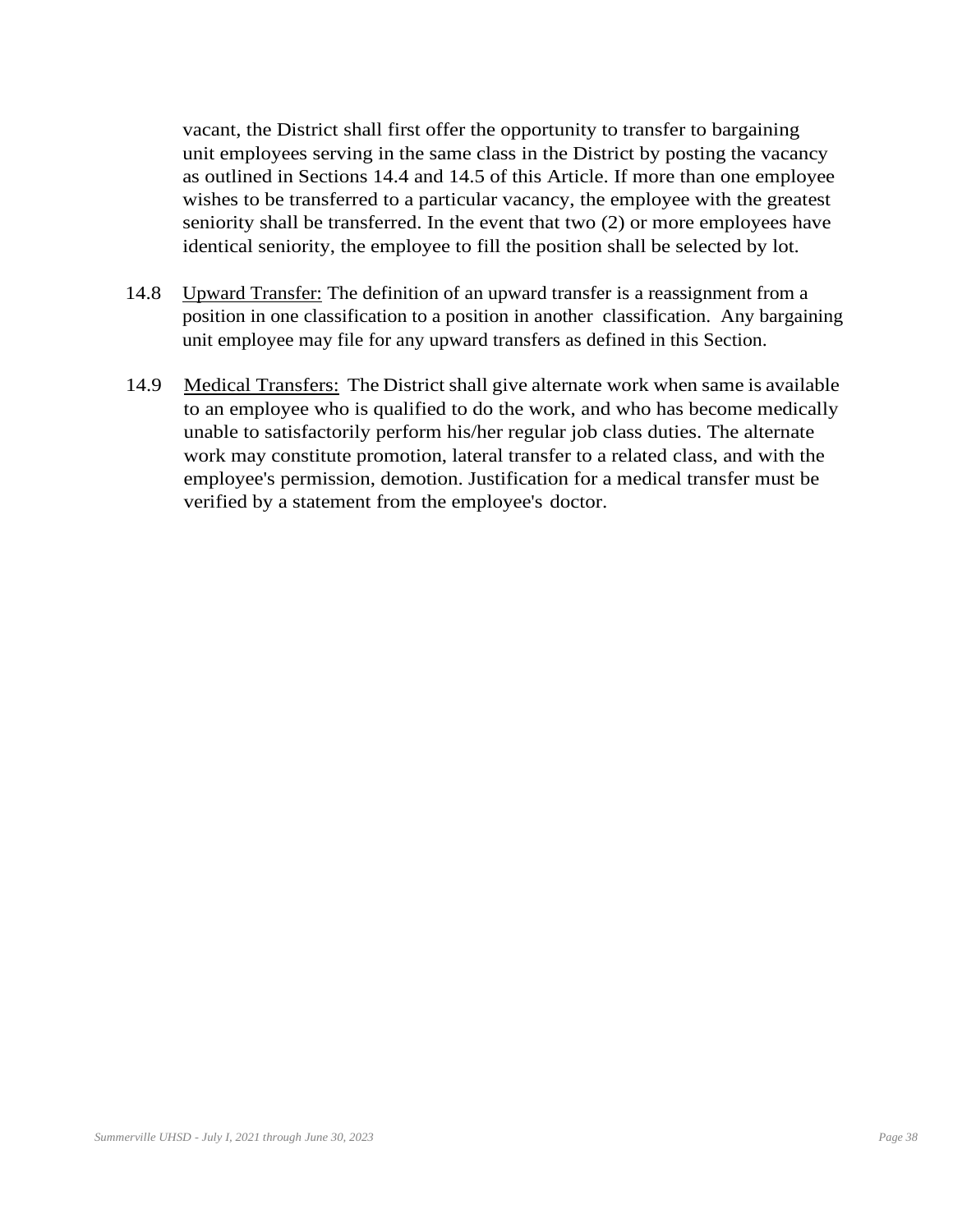vacant, the District shall first offer the opportunity to transfer to bargaining unit employees serving in the same class in the District by posting the vacancy as outlined in Sections 14.4 and 14.5 of this Article. If more than one employee wishes to be transferred to a particular vacancy, the employee with the greatest seniority shall be transferred. In the event that two (2) or more employees have identical seniority, the employee to fill the position shall be selected by lot.

14.8 Upward Transfer: The definition of an upward transfer is a reassignment from a position in one classification to a position in another classification. Any bargaining unit employee may file for any upward transfers as defined in this Section.

14.9 Medical Transfers: The District shall give alternate work when same is available to an employee who is qualified to do the work, and who has become medically unable to satisfactorily perform his/her regular job class duties. The alternate work may constitute promotion, lateral transfer to a related class, and with the employee's permission, demotion. Justification for a medical transfer must be verified by a statement from the employee's doctor.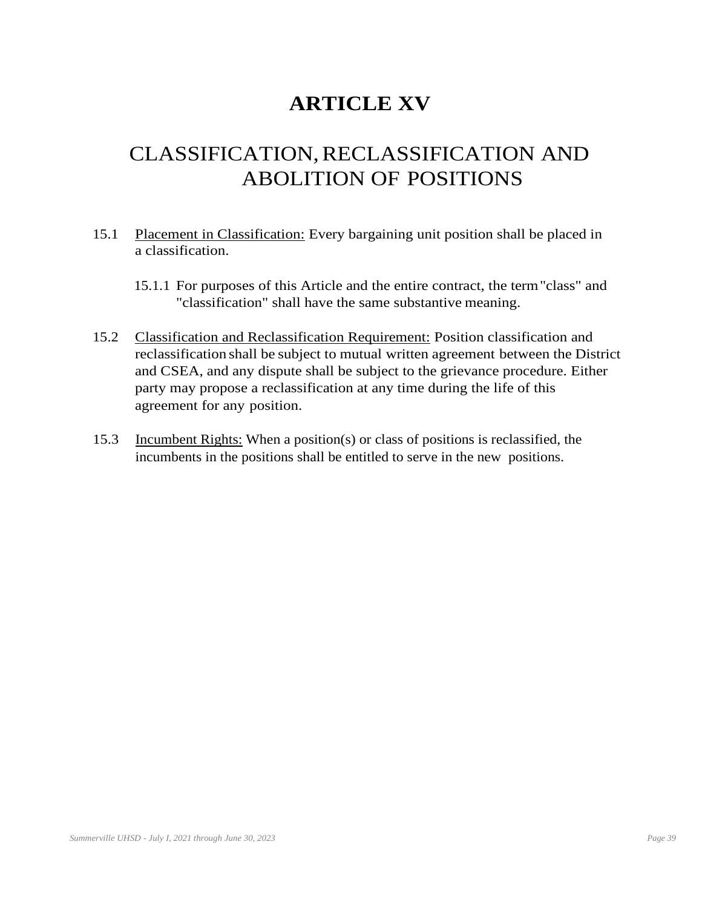# ARTICLE XV

## CLASSIFICATION, RECLASSIFICATION AND ABOLITION OF POSITIONS

15.1 Placement in Classification: Every bargaining unit position shall be placed in a classification.

15.1.1 For purposes of this Article and the entire contract, the term "class" and "classification" shall have the same substantive meaning.

15.2 Classification and Reclassification Requirement: Position classification and reclassification shall be subject to mutual written agreement between the District and CSEA, and any dispute shall be subject to the grievance procedure. Either party may propose a reclassification at any time during the life of this agreement for any position.

15.3 Incumbent Rights: When a position(s) or class of positions is reclassified, the incumbents in the positions shall be entitled to serve in the new positions.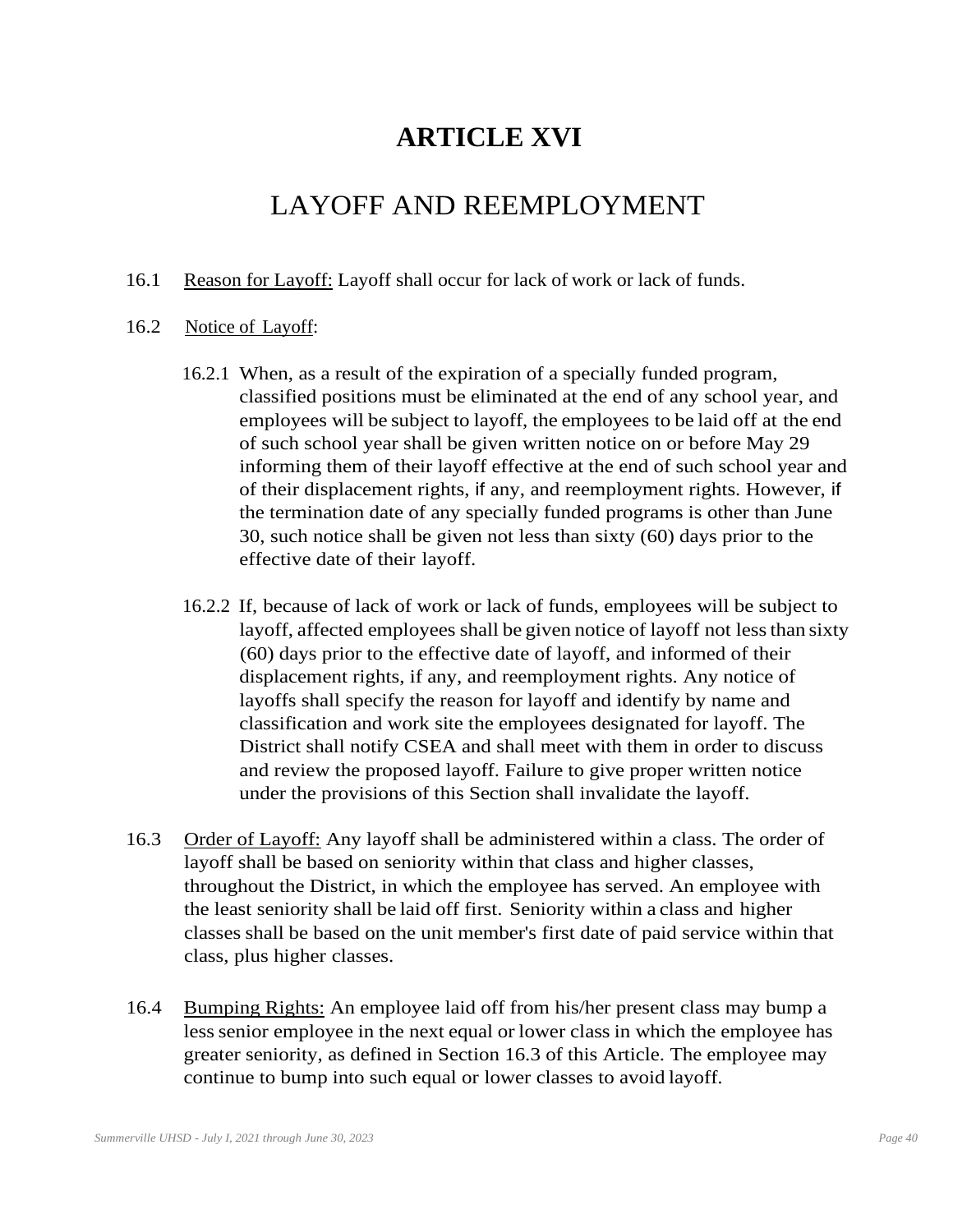# ARTICLE XVI

## LAYOFF AND REEMPLOYMENT

16.1 Reason for Layoff: Layoff shall occur for lack of work or lack of funds.

16.2 Notice of Layoff:

16.2.1 When, as a result of the expiration of a specially funded program, classified positions must be eliminated at the end of any school year, and employees will be subject to layoff, the employees to be laid off at the end of such school year shall be given written notice on or before May 29 informing them of their layoff effective at the end of such school year and of their displacement rights, if any, and reemployment rights. However, if the termination date of any specially funded programs is other than June 30, such notice shall be given not less than sixty (60) days prior to the effective date of their layoff.

16.2.2 If, because of lack of work or lack of funds, employees will be subject to layoff, affected employees shall be given notice of layoff not less than sixty (60) days prior to the effective date of layoff, and informed of their displacement rights, if any, and reemployment rights. Any notice of layoffs shall specify the reason for layoff and identify by name and classification and work site the employees designated for layoff. The District shall notify CSEA and shall meet with them in order to discuss and review the proposed layoff. Failure to give proper written notice under the provisions of this Section shall invalidate the layoff.

16.3 Order of Layoff: Any layoff shall be administered within a class. The order of layoff shall be based on seniority within that class and higher classes, throughout the District, in which the employee has served. An employee with the least seniority shall be laid off first. Seniority within a class and higher classes shall be based on the unit member's first date of paid service within that class, plus higher classes.

16.4 Bumping Rights: An employee laid off from his/her present class may bump a less senior employee in the next equal or lower class in which the employee has greater seniority, as defined in Section 16.3 of this Article. The employee may continue to bump into such equal or lower classes to avoid layoff.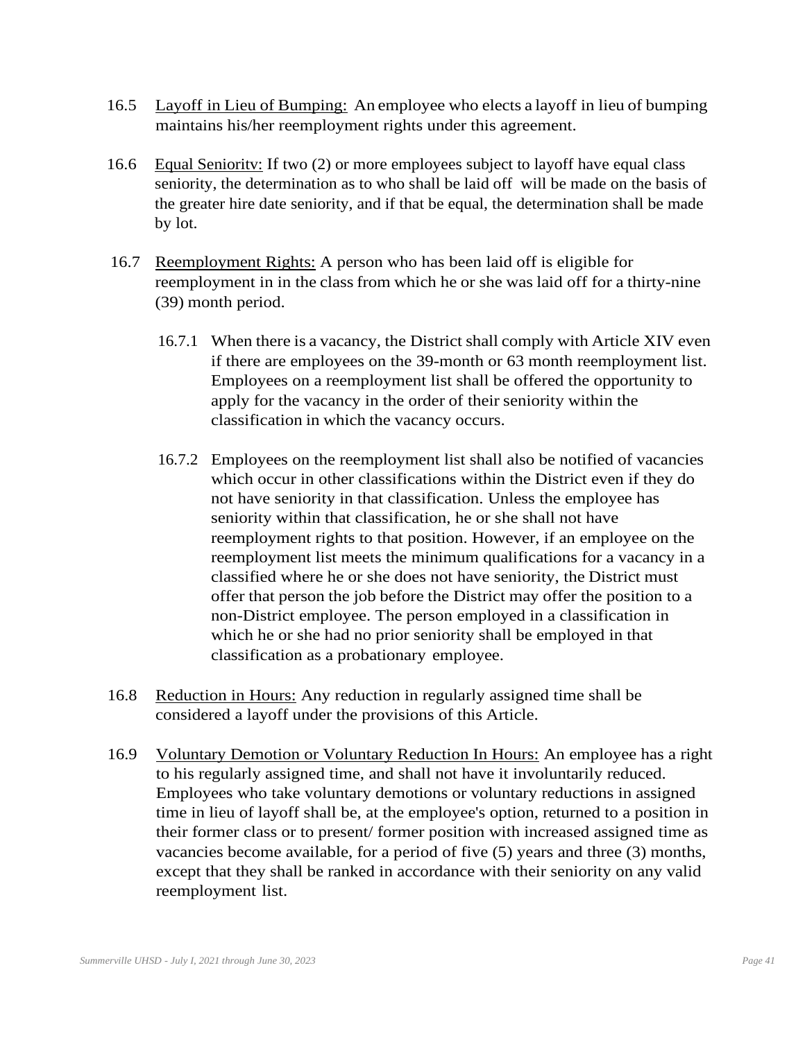16.5 Layoff in Lieu of Bumping: An employee who elects a layoff in lieu of bumping maintains his/her reemployment rights under this agreement.

16.6 Equal Senioritv: If two (2) or more employees subject to layoff have equal class seniority, the determination as to who shall be laid off will be made on the basis of the greater hire date seniority, and if that be equal, the determination shall be made by lot.

16.7 Reemployment Rights: A person who has been laid off is eligible for reemployment in in the class from which he or she was laid off for a thirty-nine (39) month period.

16.7.1 When there is a vacancy, the District shall comply with Article XIV even if there are employees on the 39-month or 63 month reemployment list. Employees on a reemployment list shall be offered the opportunity to apply for the vacancy in the order of their seniority within the classification in which the vacancy occurs.

16.7.2 Employees on the reemployment list shall also be notified of vacancies which occur in other classifications within the District even if they do not have seniority in that classification. Unless the employee has seniority within that classification, he or she shall not have reemployment rights to that position. However, if an employee on the reemployment list meets the minimum qualifications for a vacancy in a classified where he or she does not have seniority, the District must offer that person the job before the District may offer the position to a non-District employee. The person employed in a classification in which he or she had no prior seniority shall be employed in that classification as a probationary employee.

16.8 Reduction in Hours: Any reduction in regularly assigned time shall be considered a layoff under the provisions of this Article.

16.9 Voluntary Demotion or Voluntary Reduction In Hours: An employee has a right to his regularly assigned time, and shall not have it involuntarily reduced. Employees who take voluntary demotions or voluntary reductions in assigned time in lieu of layoff shall be, at the employee's option, returned to a position in their former class or to present/ former position with increased assigned time as vacancies become available, for a period of five (5) years and three (3) months, except that they shall be ranked in accordance with their seniority on any valid reemployment list.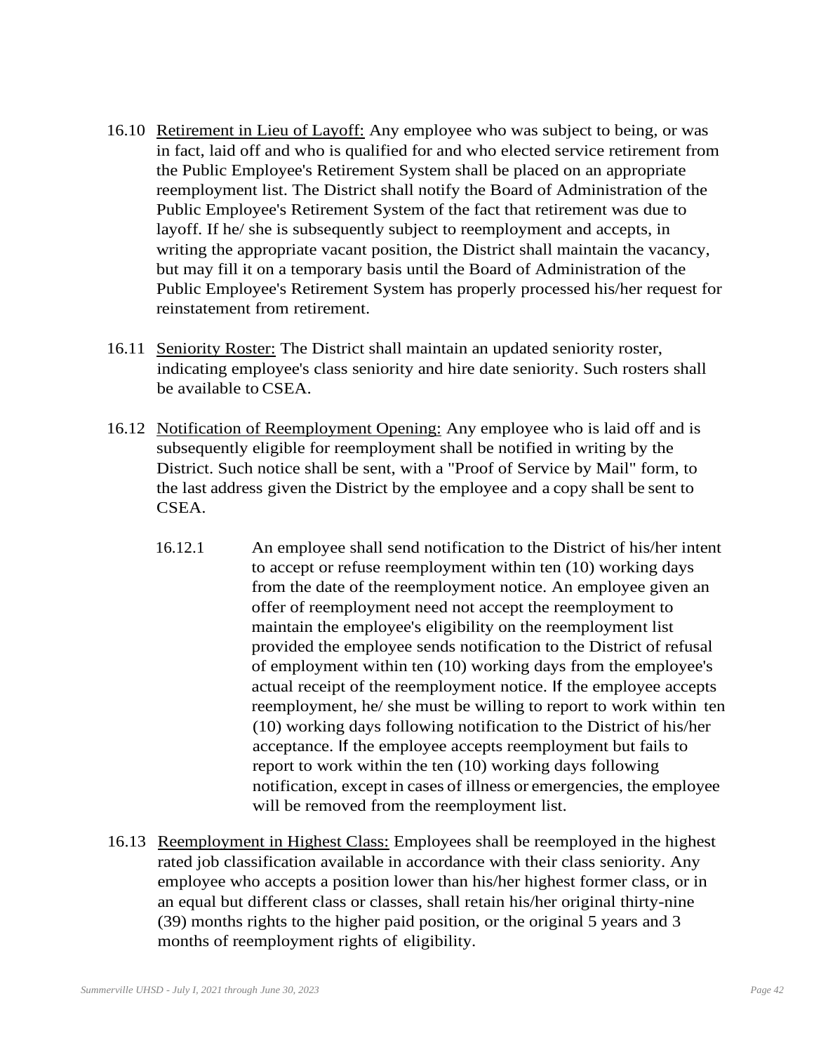16.10 Retirement in Lieu of Layoff: Any employee who was subject to being, or was in fact, laid off and who is qualified for and who elected service retirement from the Public Employee's Retirement System shall be placed on an appropriate reemployment list. The District shall notify the Board of Administration of the Public Employee's Retirement System of the fact that retirement was due to layoff. If he/ she is subsequently subject to reemployment and accepts, in writing the appropriate vacant position, the District shall maintain the vacancy, but may fill it on a temporary basis until the Board of Administration of the Public Employee's Retirement System has properly processed his/her request for reinstatement from retirement.

16.11 Seniority Roster: The District shall maintain an updated seniority roster, indicating employee's class seniority and hire date seniority. Such rosters shall be available to CSEA.

16.12 Notification of Reemployment Opening: Any employee who is laid off and is subsequently eligible for reemployment shall be notified in writing by the District. Such notice shall be sent, with a "Proof of Service by Mail" form, to the last address given the District by the employee and a copy shall be sent to CSEA.

16.12.1 An employee shall send notification to the District of his/her intent to accept or refuse reemployment within ten (10) working days from the date of the reemployment notice. An employee given an offer of reemployment need not accept the reemployment to maintain the employee's eligibility on the reemployment list provided the employee sends notification to the District of refusal of employment within ten (10) working days from the employee's actual receipt of the reemployment notice. If the employee accepts reemployment, he/ she must be willing to report to work within ten (10) working days following notification to the District of his/her acceptance. If the employee accepts reemployment but fails to report to work within the ten (10) working days following notification, except in cases of illness or emergencies, the employee will be removed from the reemployment list.

16.13 Reemployment in Highest Class: Employees shall be reemployed in the highest rated job classification available in accordance with their class seniority. Any employee who accepts a position lower than his/her highest former class, or in an equal but different class or classes, shall retain his/her original thirty-nine (39) months rights to the higher paid position, or the original 5 years and 3 months of reemployment rights of eligibility.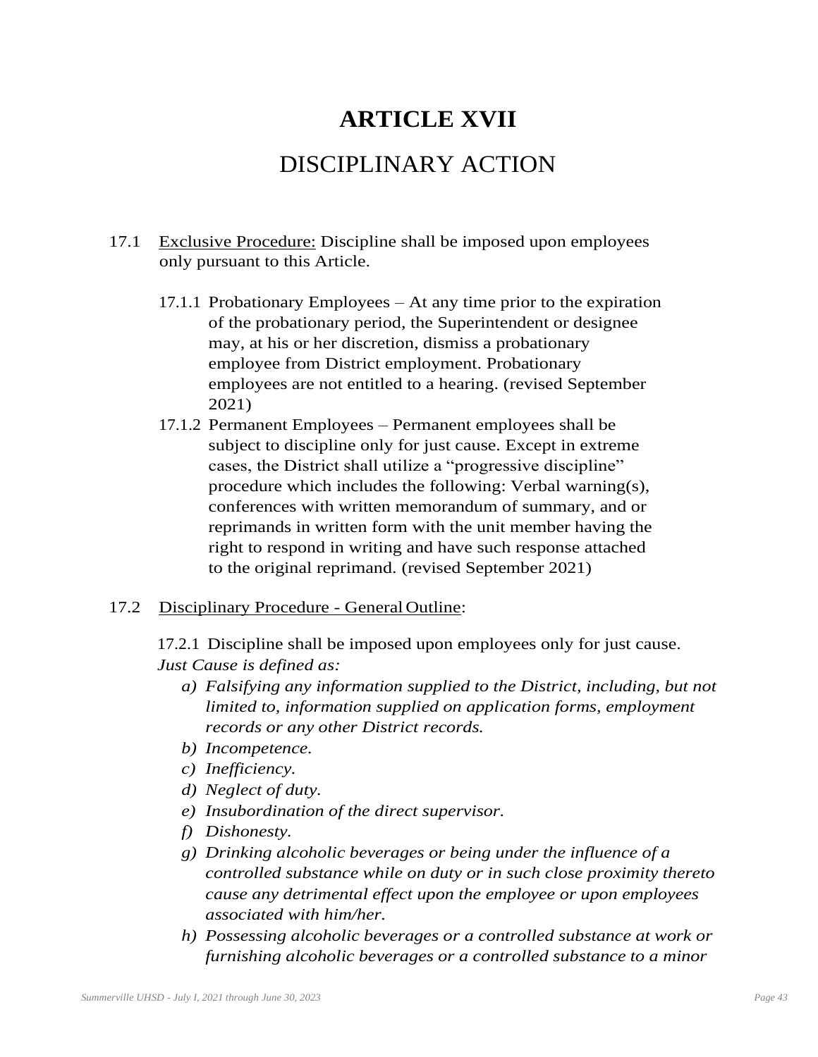# ARTICLE XVII

## DISCIPLINARY ACTION

17.1 <u>Exclusive Procedure:</u> Discipline shall be imposed upon employees only pursuant to this Article.

17.1.1 Probationary Employees – At any time prior to the expiration of the probationary period, the Superintendent or designee may, at his or her discretion, dismiss a probationary employee from District employment. Probationary employees are not entitled to a hearing. (revised September 2021)

17.1.2 Permanent Employees – Permanent employees shall be subject to discipline only for just cause. Except in extreme cases, the District shall utilize a "progressive discipline" procedure which includes the following: Verbal warning(s), conferences with written memorandum of summary, and or reprimands in written form with the unit member having the right to respond in writing and have such response attached to the original reprimand. (revised September 2021)

17.2 <u>Disciplinary Procedure - General Outline</u>:

17.2.1 Discipline shall be imposed upon employees only for just cause. *Just Cause is defined as:*

*a) Falsifying any information supplied to the District, including, but not limited to, information supplied on application forms, employment records or any other District records.*

*b) Incompetence.*

*c) Inefficiency.*

*d) Neglect of duty.*

*e) Insubordination of the direct supervisor.*

*f) Dishonesty.*

*g) Drinking alcoholic beverages or being under the influence of a controlled substance while on duty or in such close proximity thereto cause any detrimental effect upon the employee or upon employees associated with him/her.*

*h) Possessing alcoholic beverages or a controlled substance at work or furnishing alcoholic beverages or a controlled substance to a minor*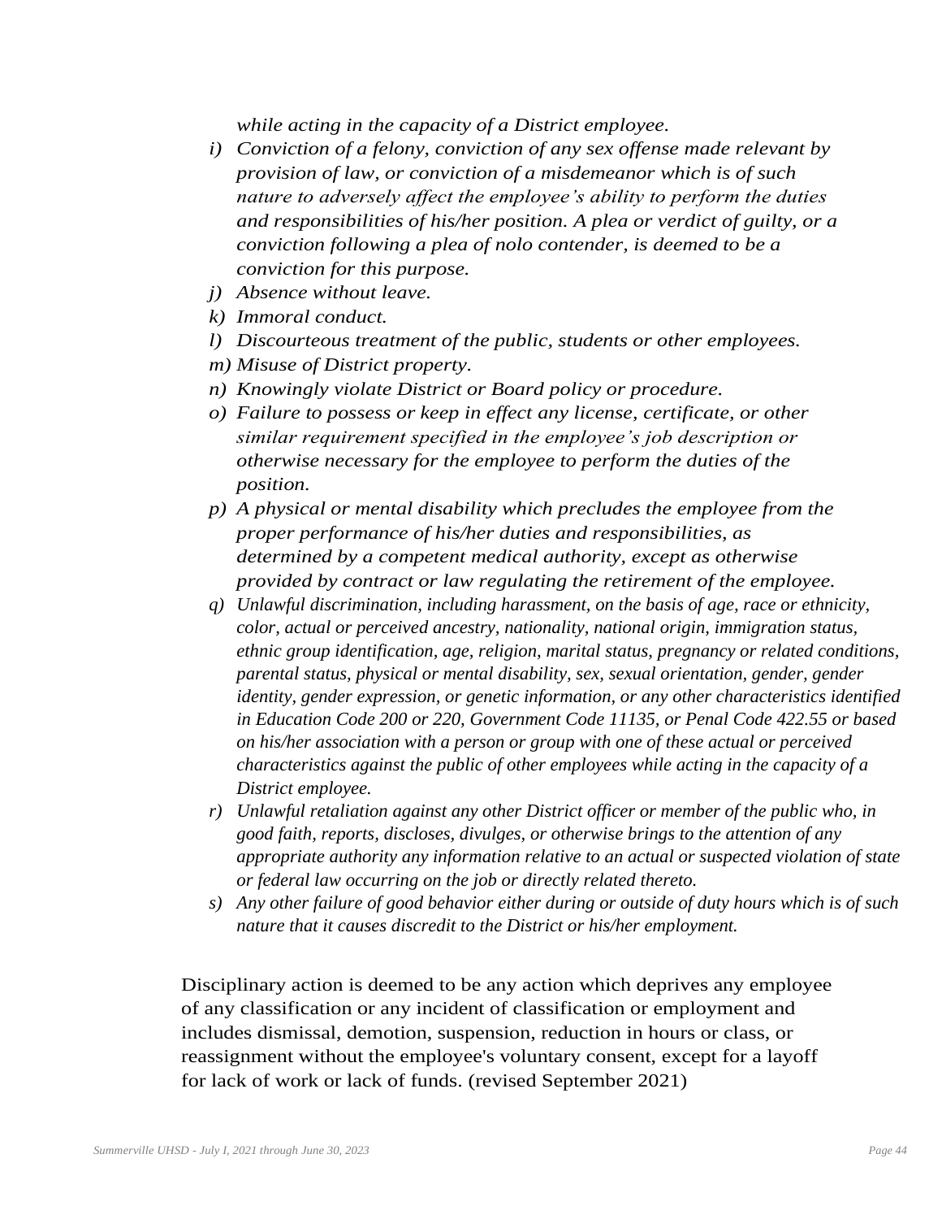*while acting in the capacity of a District employee.*

i) *Conviction of a felony, conviction of any sex offense made relevant by provision of law, or conviction of a misdemeanor which is of such nature to adversely affect the employee's ability to perform the duties and responsibilities of his/her position. A plea or verdict of guilty, or a conviction following a plea of nolo contender, is deemed to be a conviction for this purpose.*
j) *Absence without leave.*
k) *Immoral conduct.*
l) *Discourteous treatment of the public, students or other employees.*
m) *Misuse of District property.*
n) *Knowingly violate District or Board policy or procedure.*
o) *Failure to possess or keep in effect any license, certificate, or other similar requirement specified in the employee's job description or otherwise necessary for the employee to perform the duties of the position.*
p) *A physical or mental disability which precludes the employee from the proper performance of his/her duties and responsibilities, as determined by a competent medical authority, except as otherwise provided by contract or law regulating the retirement of the employee.*
q) *Unlawful discrimination, including harassment, on the basis of age, race or ethnicity, color, actual or perceived ancestry, nationality, national origin, immigration status, ethnic group identification, age, religion, marital status, pregnancy or related conditions, parental status, physical or mental disability, sex, sexual orientation, gender, gender identity, gender expression, or genetic information, or any other characteristics identified in Education Code 200 or 220, Government Code 11135, or Penal Code 422.55 or based on his/her association with a person or group with one of these actual or perceived characteristics against the public of other employees while acting in the capacity of a District employee.*
r) *Unlawful retaliation against any other District officer or member of the public who, in good faith, reports, discloses, divulges, or otherwise brings to the attention of any appropriate authority any information relative to an actual or suspected violation of state or federal law occurring on the job or directly related thereto.*
s) *Any other failure of good behavior either during or outside of duty hours which is of such nature that it causes discredit to the District or his/her employment.*

Disciplinary action is deemed to be any action which deprives any employee of any classification or any incident of classification or employment and includes dismissal, demotion, suspension, reduction in hours or class, or reassignment without the employee's voluntary consent, except for a layoff for lack of work or lack of funds. (revised September 2021)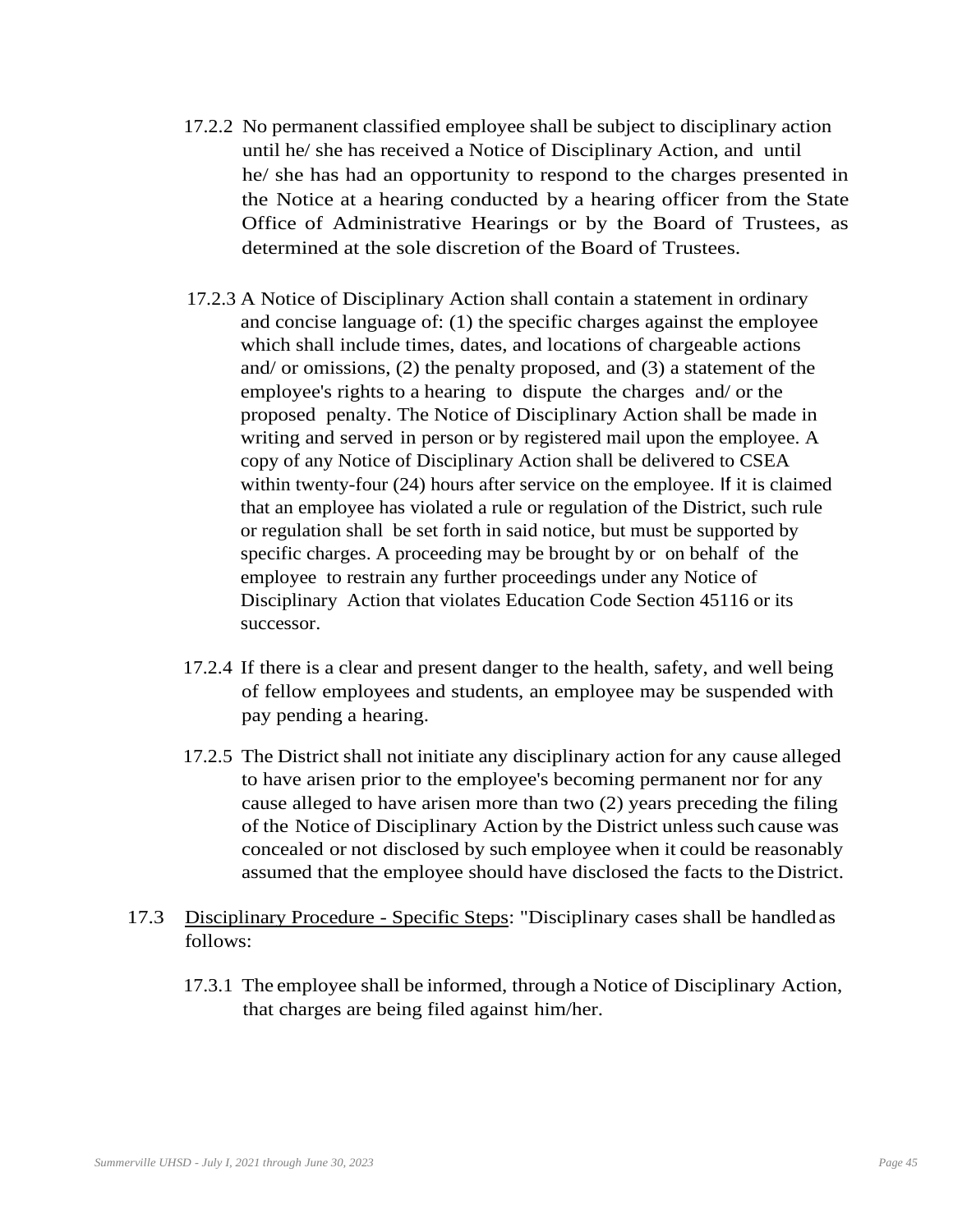17.2.2 No permanent classified employee shall be subject to disciplinary action until he/ she has received a Notice of Disciplinary Action, and until he/ she has had an opportunity to respond to the charges presented in the Notice at a hearing conducted by a hearing officer from the State Office of Administrative Hearings or by the Board of Trustees, as determined at the sole discretion of the Board of Trustees.

17.2.3 A Notice of Disciplinary Action shall contain a statement in ordinary and concise language of: (1) the specific charges against the employee which shall include times, dates, and locations of chargeable actions and/ or omissions, (2) the penalty proposed, and (3) a statement of the employee's rights to a hearing to dispute the charges and/ or the proposed penalty. The Notice of Disciplinary Action shall be made in writing and served in person or by registered mail upon the employee. A copy of any Notice of Disciplinary Action shall be delivered to CSEA within twenty-four (24) hours after service on the employee. If it is claimed that an employee has violated a rule or regulation of the District, such rule or regulation shall be set forth in said notice, but must be supported by specific charges. A proceeding may be brought by or on behalf of the employee to restrain any further proceedings under any Notice of Disciplinary Action that violates Education Code Section 45116 or its successor.

17.2.4 If there is a clear and present danger to the health, safety, and well being of fellow employees and students, an employee may be suspended with pay pending a hearing.

17.2.5 The District shall not initiate any disciplinary action for any cause alleged to have arisen prior to the employee's becoming permanent nor for any cause alleged to have arisen more than two (2) years preceding the filing of the Notice of Disciplinary Action by the District unless such cause was concealed or not disclosed by such employee when it could be reasonably assumed that the employee should have disclosed the facts to the District.

17.3 Disciplinary Procedure - Specific Steps: "Disciplinary cases shall be handled as follows:

17.3.1 The employee shall be informed, through a Notice of Disciplinary Action, that charges are being filed against him/her.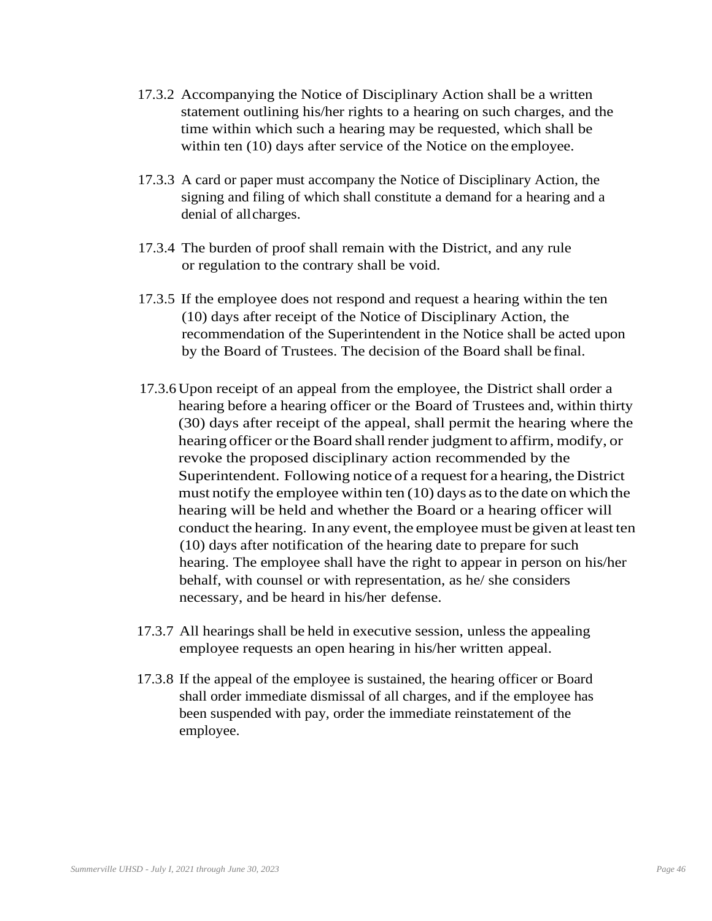17.3.2 Accompanying the Notice of Disciplinary Action shall be a written statement outlining his/her rights to a hearing on such charges, and the time within which such a hearing may be requested, which shall be within ten (10) days after service of the Notice on the employee.

17.3.3 A card or paper must accompany the Notice of Disciplinary Action, the signing and filing of which shall constitute a demand for a hearing and a denial of all charges.

17.3.4 The burden of proof shall remain with the District, and any rule or regulation to the contrary shall be void.

17.3.5 If the employee does not respond and request a hearing within the ten (10) days after receipt of the Notice of Disciplinary Action, the recommendation of the Superintendent in the Notice shall be acted upon by the Board of Trustees. The decision of the Board shall be final.

17.3.6 Upon receipt of an appeal from the employee, the District shall order a hearing before a hearing officer or the Board of Trustees and, within thirty (30) days after receipt of the appeal, shall permit the hearing where the hearing officer or the Board shall render judgment to affirm, modify, or revoke the proposed disciplinary action recommended by the Superintendent. Following notice of a request for a hearing, the District must notify the employee within ten (10) days as to the date on which the hearing will be held and whether the Board or a hearing officer will conduct the hearing. In any event, the employee must be given at least ten (10) days after notification of the hearing date to prepare for such hearing. The employee shall have the right to appear in person on his/her behalf, with counsel or with representation, as he/ she considers necessary, and be heard in his/her defense.

17.3.7 All hearings shall be held in executive session, unless the appealing employee requests an open hearing in his/her written appeal.

17.3.8 If the appeal of the employee is sustained, the hearing officer or Board shall order immediate dismissal of all charges, and if the employee has been suspended with pay, order the immediate reinstatement of the employee.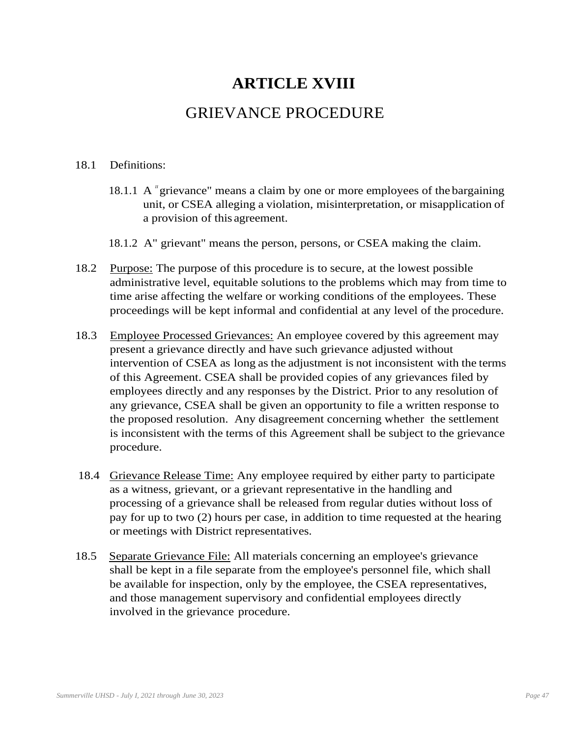# ARTICLE XVIII

## GRIEVANCE PROCEDURE

18.1 Definitions:

18.1.1 A "grievance" means a claim by one or more employees of the bargaining unit, or CSEA alleging a violation, misinterpretation, or misapplication of a provision of this agreement.

18.1.2 A" grievant" means the person, persons, or CSEA making the claim.

18.2 <u>Purpose:</u> The purpose of this procedure is to secure, at the lowest possible administrative level, equitable solutions to the problems which may from time to time arise affecting the welfare or working conditions of the employees. These proceedings will be kept informal and confidential at any level of the procedure.

18.3 <u>Employee Processed Grievances:</u> An employee covered by this agreement may present a grievance directly and have such grievance adjusted without intervention of CSEA as long as the adjustment is not inconsistent with the terms of this Agreement. CSEA shall be provided copies of any grievances filed by employees directly and any responses by the District. Prior to any resolution of any grievance, CSEA shall be given an opportunity to file a written response to the proposed resolution. Any disagreement concerning whether the settlement is inconsistent with the terms of this Agreement shall be subject to the grievance procedure.

18.4 <u>Grievance Release Time:</u> Any employee required by either party to participate as a witness, grievant, or a grievant representative in the handling and processing of a grievance shall be released from regular duties without loss of pay for up to two (2) hours per case, in addition to time requested at the hearing or meetings with District representatives.

18.5 <u>Separate Grievance File:</u> All materials concerning an employee's grievance shall be kept in a file separate from the employee's personnel file, which shall be available for inspection, only by the employee, the CSEA representatives, and those management supervisory and confidential employees directly involved in the grievance procedure.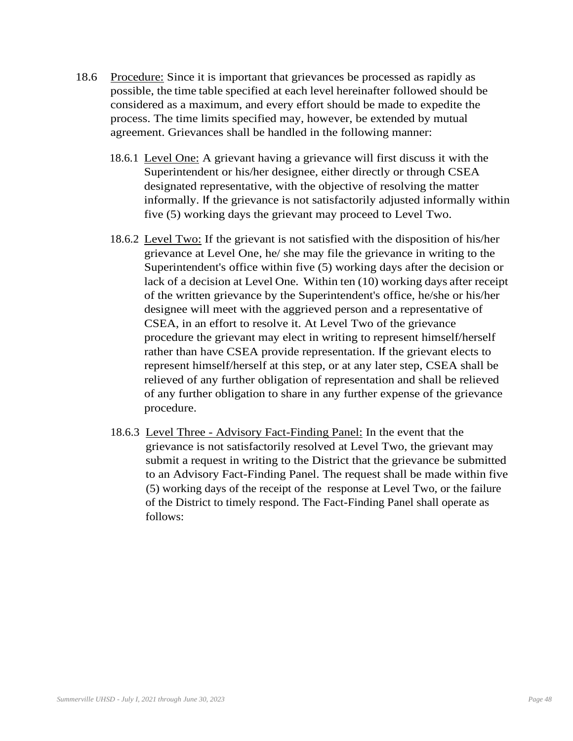18.6 Procedure: Since it is important that grievances be processed as rapidly as possible, the time table specified at each level hereinafter followed should be considered as a maximum, and every effort should be made to expedite the process. The time limits specified may, however, be extended by mutual agreement. Grievances shall be handled in the following manner:

18.6.1 Level One: A grievant having a grievance will first discuss it with the Superintendent or his/her designee, either directly or through CSEA designated representative, with the objective of resolving the matter informally. If the grievance is not satisfactorily adjusted informally within five (5) working days the grievant may proceed to Level Two.

18.6.2 Level Two: If the grievant is not satisfied with the disposition of his/her grievance at Level One, he/ she may file the grievance in writing to the Superintendent's office within five (5) working days after the decision or lack of a decision at Level One. Within ten (10) working days after receipt of the written grievance by the Superintendent's office, he/she or his/her designee will meet with the aggrieved person and a representative of CSEA, in an effort to resolve it. At Level Two of the grievance procedure the grievant may elect in writing to represent himself/herself rather than have CSEA provide representation. If the grievant elects to represent himself/herself at this step, or at any later step, CSEA shall be relieved of any further obligation of representation and shall be relieved of any further obligation to share in any further expense of the grievance procedure.

18.6.3 Level Three - Advisory Fact-Finding Panel: In the event that the grievance is not satisfactorily resolved at Level Two, the grievant may submit a request in writing to the District that the grievance be submitted to an Advisory Fact-Finding Panel. The request shall be made within five (5) working days of the receipt of the response at Level Two, or the failure of the District to timely respond. The Fact-Finding Panel shall operate as follows: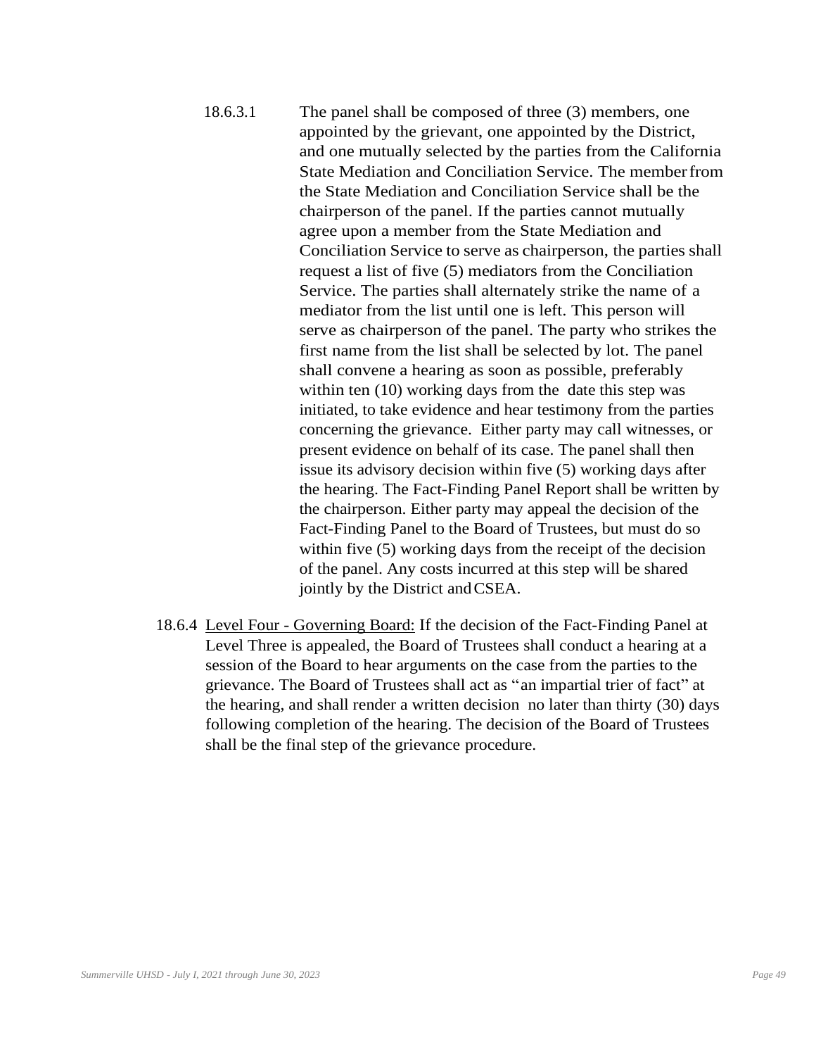18.6.3.1 The panel shall be composed of three (3) members, one appointed by the grievant, one appointed by the District, and one mutually selected by the parties from the California State Mediation and Conciliation Service. The member from the State Mediation and Conciliation Service shall be the chairperson of the panel. If the parties cannot mutually agree upon a member from the State Mediation and Conciliation Service to serve as chairperson, the parties shall request a list of five (5) mediators from the Conciliation Service. The parties shall alternately strike the name of a mediator from the list until one is left. This person will serve as chairperson of the panel. The party who strikes the first name from the list shall be selected by lot. The panel shall convene a hearing as soon as possible, preferably within ten (10) working days from the date this step was initiated, to take evidence and hear testimony from the parties concerning the grievance. Either party may call witnesses, or present evidence on behalf of its case. The panel shall then issue its advisory decision within five (5) working days after the hearing. The Fact-Finding Panel Report shall be written by the chairperson. Either party may appeal the decision of the Fact-Finding Panel to the Board of Trustees, but must do so within five (5) working days from the receipt of the decision of the panel. Any costs incurred at this step will be shared jointly by the District and CSEA.

18.6.4 Level Four - Governing Board: If the decision of the Fact-Finding Panel at Level Three is appealed, the Board of Trustees shall conduct a hearing at a session of the Board to hear arguments on the case from the parties to the grievance. The Board of Trustees shall act as "an impartial trier of fact" at the hearing, and shall render a written decision no later than thirty (30) days following completion of the hearing. The decision of the Board of Trustees shall be the final step of the grievance procedure.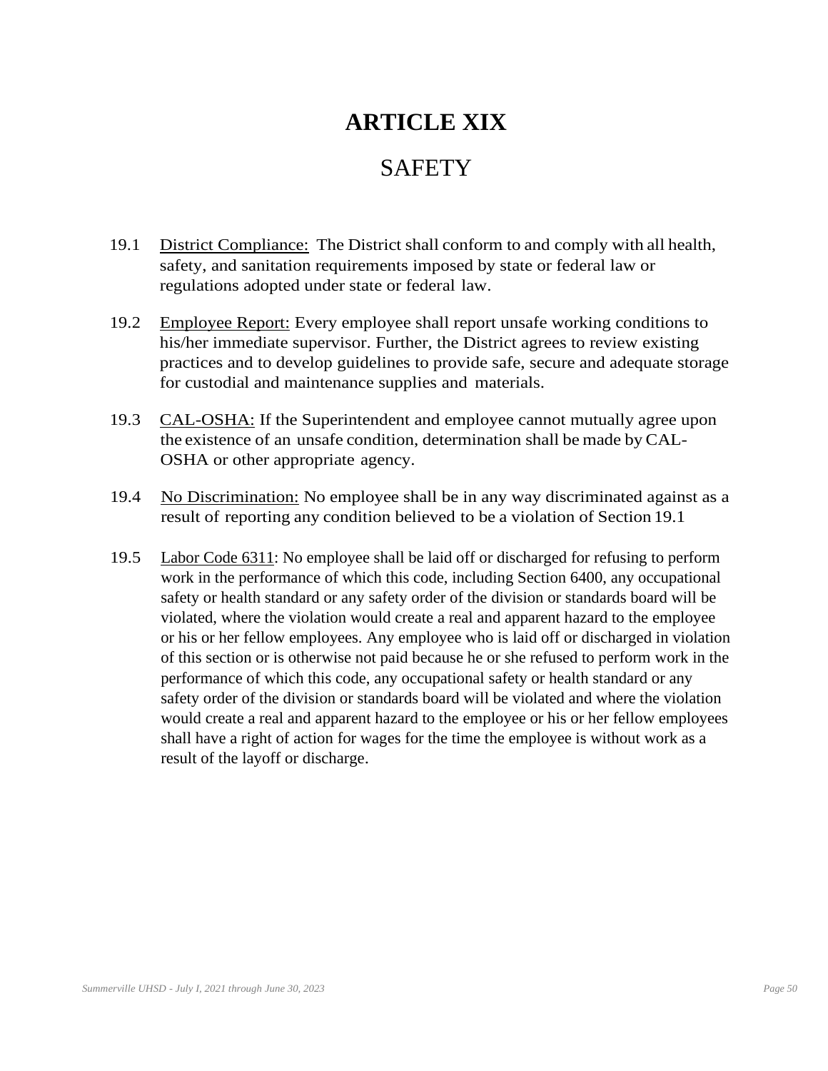# ARTICLE XIX

## SAFETY

19.1 District Compliance: The District shall conform to and comply with all health, safety, and sanitation requirements imposed by state or federal law or regulations adopted under state or federal law.

19.2 Employee Report: Every employee shall report unsafe working conditions to his/her immediate supervisor. Further, the District agrees to review existing practices and to develop guidelines to provide safe, secure and adequate storage for custodial and maintenance supplies and materials.

19.3 CAL-OSHA: If the Superintendent and employee cannot mutually agree upon the existence of an unsafe condition, determination shall be made by CAL-OSHA or other appropriate agency.

19.4 No Discrimination: No employee shall be in any way discriminated against as a result of reporting any condition believed to be a violation of Section 19.1

19.5 Labor Code 6311: No employee shall be laid off or discharged for refusing to perform work in the performance of which this code, including Section 6400, any occupational safety or health standard or any safety order of the division or standards board will be violated, where the violation would create a real and apparent hazard to the employee or his or her fellow employees. Any employee who is laid off or discharged in violation of this section or is otherwise not paid because he or she refused to perform work in the performance of which this code, any occupational safety or health standard or any safety order of the division or standards board will be violated and where the violation would create a real and apparent hazard to the employee or his or her fellow employees shall have a right of action for wages for the time the employee is without work as a result of the layoff or discharge.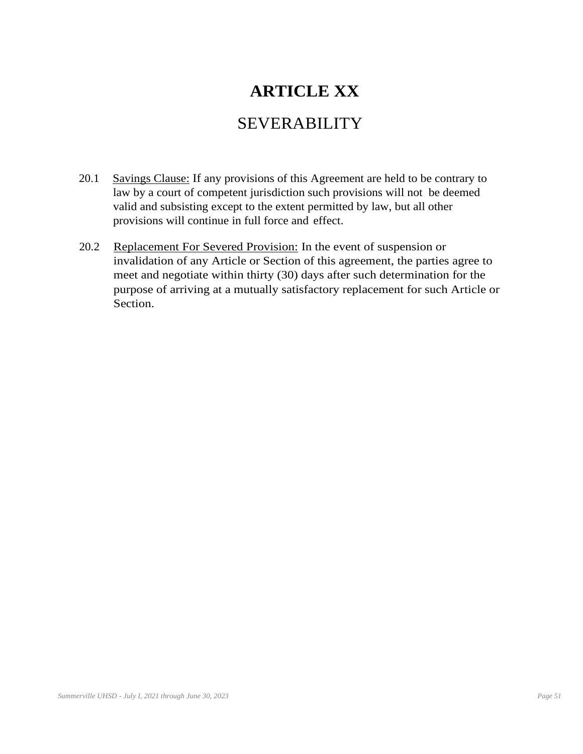# ARTICLE XX

## SEVERABILITY

20.1 Savings Clause: If any provisions of this Agreement are held to be contrary to law by a court of competent jurisdiction such provisions will not be deemed valid and subsisting except to the extent permitted by law, but all other provisions will continue in full force and effect.

20.2 Replacement For Severed Provision: In the event of suspension or invalidation of any Article or Section of this agreement, the parties agree to meet and negotiate within thirty (30) days after such determination for the purpose of arriving at a mutually satisfactory replacement for such Article or Section.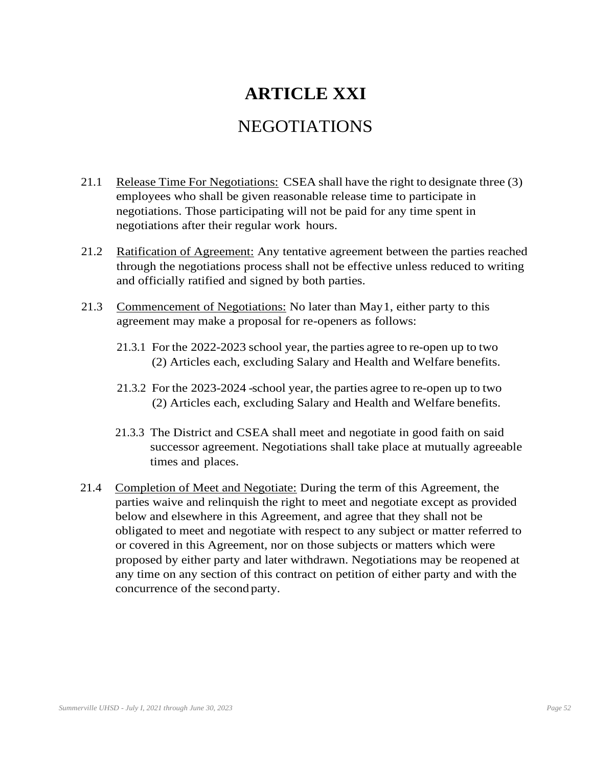# ARTICLE XXI

## NEGOTIATIONS

21.1 Release Time For Negotiations: CSEA shall have the right to designate three (3) employees who shall be given reasonable release time to participate in negotiations. Those participating will not be paid for any time spent in negotiations after their regular work hours.

21.2 Ratification of Agreement: Any tentative agreement between the parties reached through the negotiations process shall not be effective unless reduced to writing and officially ratified and signed by both parties.

21.3 Commencement of Negotiations: No later than May1, either party to this agreement may make a proposal for re-openers as follows:

21.3.1 For the 2022-2023 school year, the parties agree to re-open up to two (2) Articles each, excluding Salary and Health and Welfare benefits.

21.3.2 For the 2023-2024 -school year, the parties agree to re-open up to two (2) Articles each, excluding Salary and Health and Welfare benefits.

21.3.3 The District and CSEA shall meet and negotiate in good faith on said successor agreement. Negotiations shall take place at mutually agreeable times and places.

21.4 Completion of Meet and Negotiate: During the term of this Agreement, the parties waive and relinquish the right to meet and negotiate except as provided below and elsewhere in this Agreement, and agree that they shall not be obligated to meet and negotiate with respect to any subject or matter referred to or covered in this Agreement, nor on those subjects or matters which were proposed by either party and later withdrawn. Negotiations may be reopened at any time on any section of this contract on petition of either party and with the concurrence of the second party.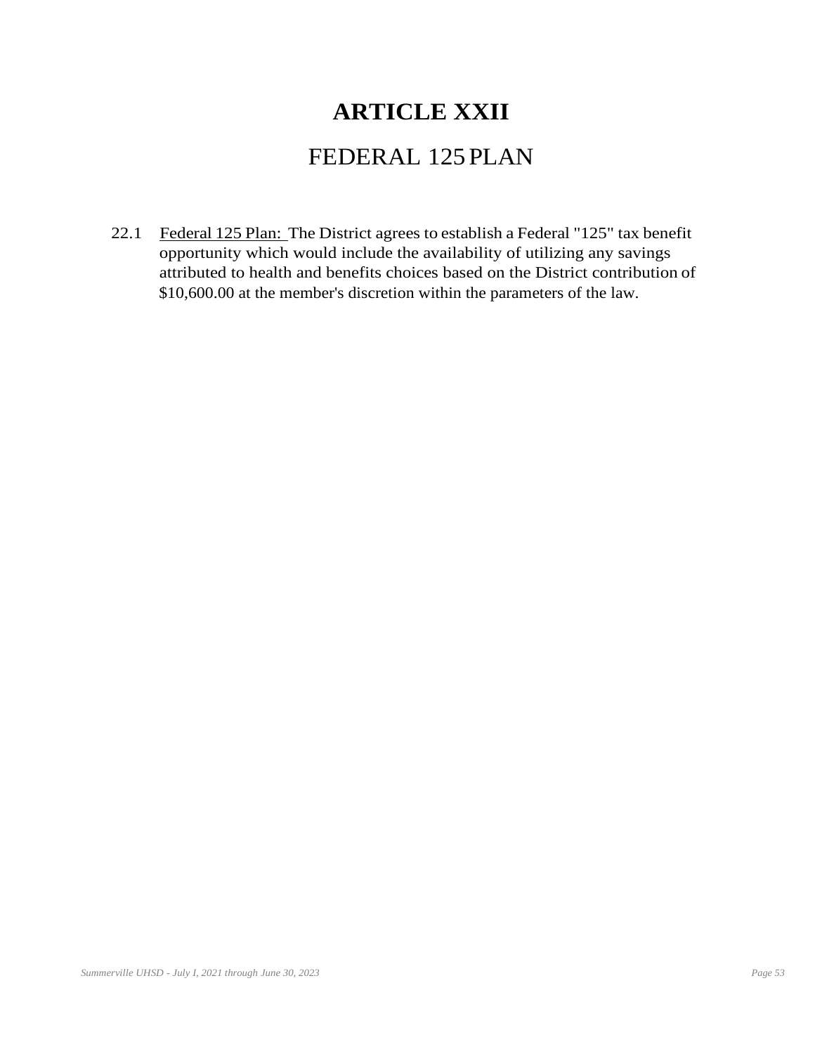# ARTICLE XXII

## FEDERAL 125 PLAN

22.1 Federal 125 Plan: The District agrees to establish a Federal "125" tax benefit opportunity which would include the availability of utilizing any savings attributed to health and benefits choices based on the District contribution of $10,600.00 at the member's discretion within the parameters of the law.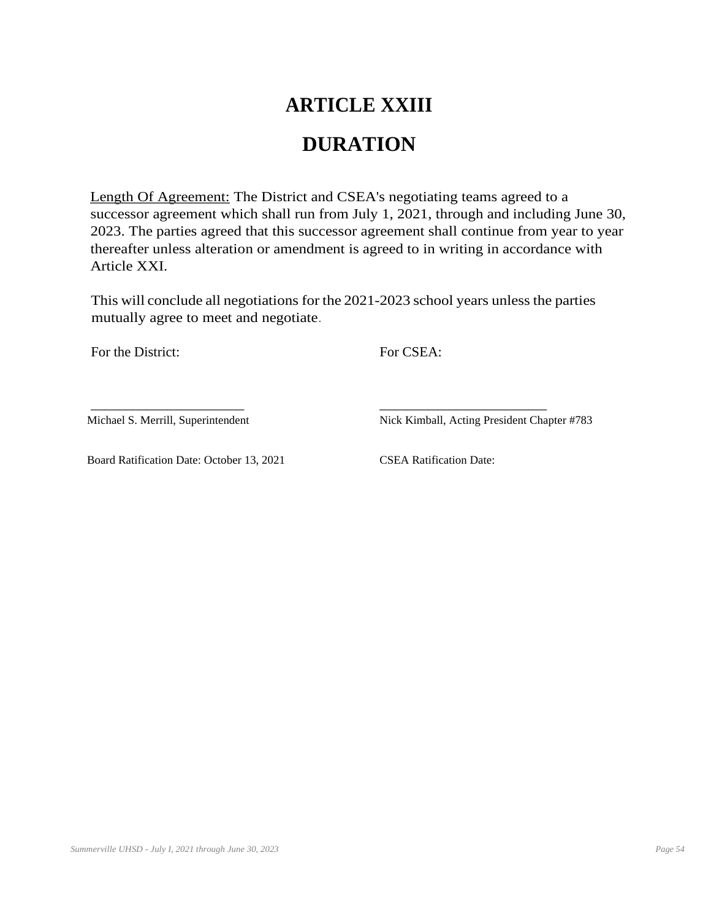# ARTICLE XXIII

# DURATION

Length Of Agreement: The District and CSEA's negotiating teams agreed to a successor agreement which shall run from July 1, 2021, through and including June 30, 2023. The parties agreed that this successor agreement shall continue from year to year thereafter unless alteration or amendment is agreed to in writing in accordance with Article XXI.

This will conclude all negotiations for the 2021-2023 school years unless the parties mutually agree to meet and negotiate.

| | |
|---|---|
| For the District: | For CSEA: |
| _______________________ | _________________________ |
| Michael S. Merrill, Superintendent | Nick Kimball, Acting President Chapter #783 |
| Board Ratification Date: October 13, 2021 | CSEA Ratification Date: |